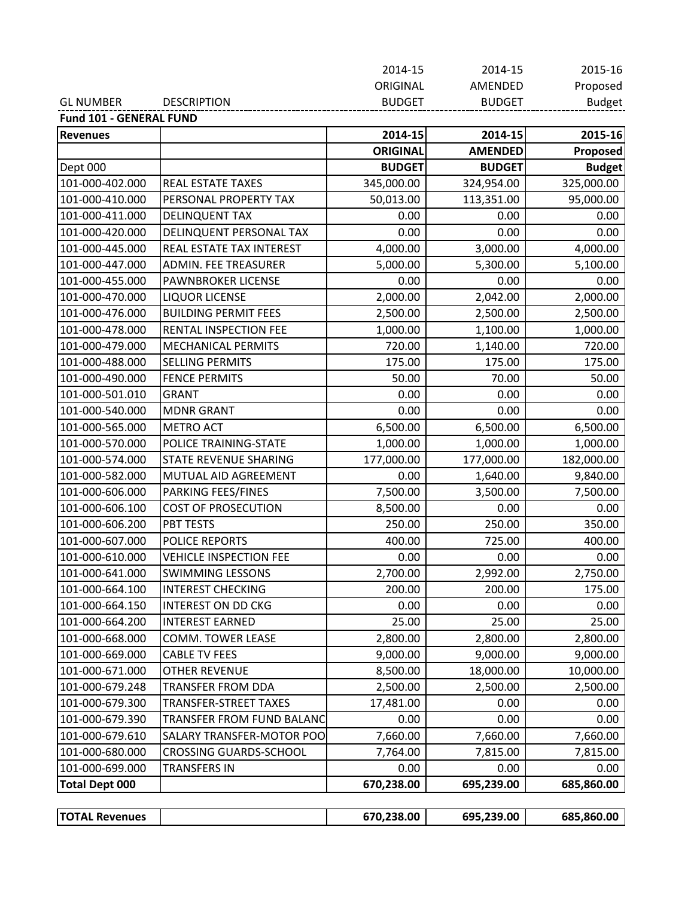| GL NUMBER | DESCRIPTION | 2014-15 ORIGINAL BUDGET | 2014-15 AMENDED BUDGET | 2015-16 Proposed Budget |
|---|---|---|---|---|

**Fund 101 - GENERAL FUND**

| **Revenues** | | **2014-15** | **2014-15** | **2015-16** |
|---|---|---|---|---|
| | | **ORIGINAL** | **AMENDED** | **Proposed** |
| Dept 000 | | **BUDGET** | **BUDGET** | **Budget** |
| 101-000-402.000 | REAL ESTATE TAXES | 345,000.00 | 324,954.00 | 325,000.00 |
| 101-000-410.000 | PERSONAL PROPERTY TAX | 50,013.00 | 113,351.00 | 95,000.00 |
| 101-000-411.000 | DELINQUENT TAX | 0.00 | 0.00 | 0.00 |
| 101-000-420.000 | DELINQUENT PERSONAL TAX | 0.00 | 0.00 | 0.00 |
| 101-000-445.000 | REAL ESTATE TAX INTEREST | 4,000.00 | 3,000.00 | 4,000.00 |
| 101-000-447.000 | ADMIN. FEE TREASURER | 5,000.00 | 5,300.00 | 5,100.00 |
| 101-000-455.000 | PAWNBROKER LICENSE | 0.00 | 0.00 | 0.00 |
| 101-000-470.000 | LIQUOR LICENSE | 2,000.00 | 2,042.00 | 2,000.00 |
| 101-000-476.000 | BUILDING PERMIT FEES | 2,500.00 | 2,500.00 | 2,500.00 |
| 101-000-478.000 | RENTAL INSPECTION FEE | 1,000.00 | 1,100.00 | 1,000.00 |
| 101-000-479.000 | MECHANICAL PERMITS | 720.00 | 1,140.00 | 720.00 |
| 101-000-488.000 | SELLING PERMITS | 175.00 | 175.00 | 175.00 |
| 101-000-490.000 | FENCE PERMITS | 50.00 | 70.00 | 50.00 |
| 101-000-501.010 | GRANT | 0.00 | 0.00 | 0.00 |
| 101-000-540.000 | MDNR GRANT | 0.00 | 0.00 | 0.00 |
| 101-000-565.000 | METRO ACT | 6,500.00 | 6,500.00 | 6,500.00 |
| 101-000-570.000 | POLICE TRAINING-STATE | 1,000.00 | 1,000.00 | 1,000.00 |
| 101-000-574.000 | STATE REVENUE SHARING | 177,000.00 | 177,000.00 | 182,000.00 |
| 101-000-582.000 | MUTUAL AID AGREEMENT | 0.00 | 1,640.00 | 9,840.00 |
| 101-000-606.000 | PARKING FEES/FINES | 7,500.00 | 3,500.00 | 7,500.00 |
| 101-000-606.100 | COST OF PROSECUTION | 8,500.00 | 0.00 | 0.00 |
| 101-000-606.200 | PBT TESTS | 250.00 | 250.00 | 350.00 |
| 101-000-607.000 | POLICE REPORTS | 400.00 | 725.00 | 400.00 |
| 101-000-610.000 | VEHICLE INSPECTION FEE | 0.00 | 0.00 | 0.00 |
| 101-000-641.000 | SWIMMING LESSONS | 2,700.00 | 2,992.00 | 2,750.00 |
| 101-000-664.100 | INTEREST CHECKING | 200.00 | 200.00 | 175.00 |
| 101-000-664.150 | INTEREST ON DD CKG | 0.00 | 0.00 | 0.00 |
| 101-000-664.200 | INTEREST EARNED | 25.00 | 25.00 | 25.00 |
| 101-000-668.000 | COMM. TOWER LEASE | 2,800.00 | 2,800.00 | 2,800.00 |
| 101-000-669.000 | CABLE TV FEES | 9,000.00 | 9,000.00 | 9,000.00 |
| 101-000-671.000 | OTHER REVENUE | 8,500.00 | 18,000.00 | 10,000.00 |
| 101-000-679.248 | TRANSFER FROM DDA | 2,500.00 | 2,500.00 | 2,500.00 |
| 101-000-679.300 | TRANSFER-STREET TAXES | 17,481.00 | 0.00 | 0.00 |
| 101-000-679.390 | TRANSFER FROM FUND BALANC | 0.00 | 0.00 | 0.00 |
| 101-000-679.610 | SALARY TRANSFER-MOTOR POO | 7,660.00 | 7,660.00 | 7,660.00 |
| 101-000-680.000 | CROSSING GUARDS-SCHOOL | 7,764.00 | 7,815.00 | 7,815.00 |
| 101-000-699.000 | TRANSFERS IN | 0.00 | 0.00 | 0.00 |
| **Total Dept 000** | | **670,238.00** | **695,239.00** | **685,860.00** |
| | | | | |
| **TOTAL Revenues** | | **670,238.00** | **695,239.00** | **685,860.00** |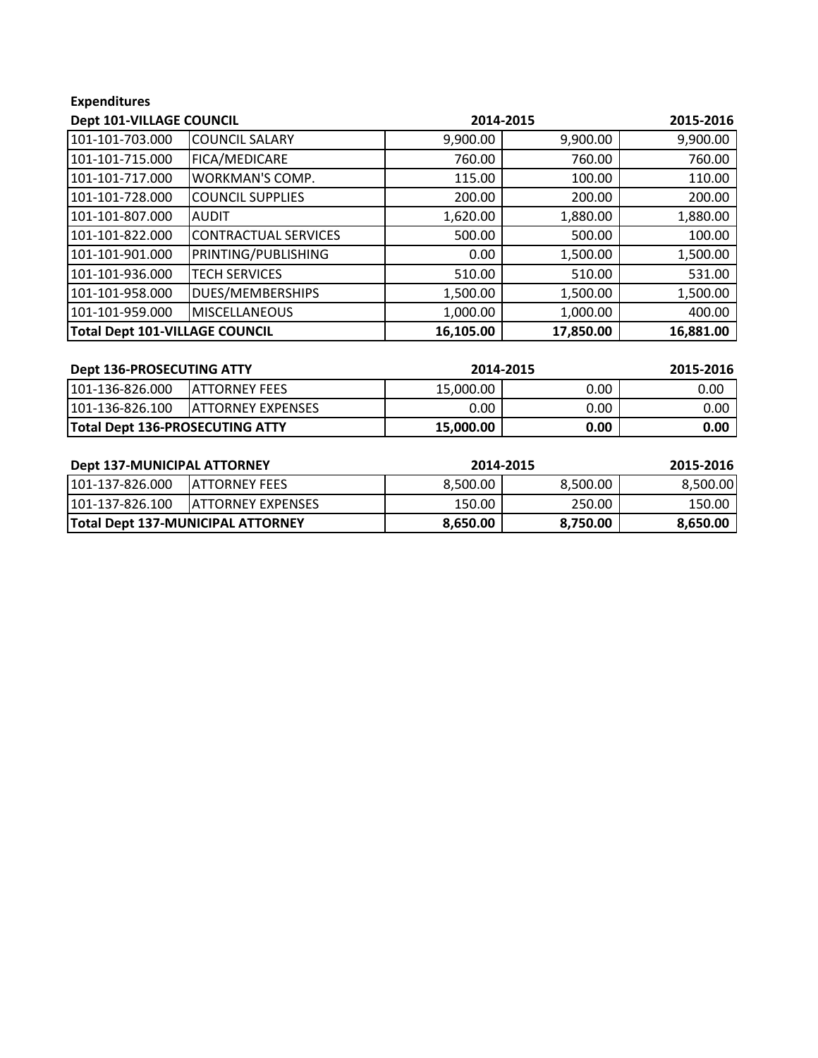**Expenditures**

| Dept 101-VILLAGE COUNCIL | | 2014-2015 | | 2015-2016 |
|---|---|---|---|---|
| 101-101-703.000 | COUNCIL SALARY | 9,900.00 | 9,900.00 | 9,900.00 |
| 101-101-715.000 | FICA/MEDICARE | 760.00 | 760.00 | 760.00 |
| 101-101-717.000 | WORKMAN'S COMP. | 115.00 | 100.00 | 110.00 |
| 101-101-728.000 | COUNCIL SUPPLIES | 200.00 | 200.00 | 200.00 |
| 101-101-807.000 | AUDIT | 1,620.00 | 1,880.00 | 1,880.00 |
| 101-101-822.000 | CONTRACTUAL SERVICES | 500.00 | 500.00 | 100.00 |
| 101-101-901.000 | PRINTING/PUBLISHING | 0.00 | 1,500.00 | 1,500.00 |
| 101-101-936.000 | TECH SERVICES | 510.00 | 510.00 | 531.00 |
| 101-101-958.000 | DUES/MEMBERSHIPS | 1,500.00 | 1,500.00 | 1,500.00 |
| 101-101-959.000 | MISCELLANEOUS | 1,000.00 | 1,000.00 | 400.00 |
| **Total Dept 101-VILLAGE COUNCIL** | | **16,105.00** | **17,850.00** | **16,881.00** |

| Dept 136-PROSECUTING ATTY | | 2014-2015 | | 2015-2016 |
|---|---|---|---|---|
| 101-136-826.000 | ATTORNEY FEES | 15,000.00 | 0.00 | 0.00 |
| 101-136-826.100 | ATTORNEY EXPENSES | 0.00 | 0.00 | 0.00 |
| **Total Dept 136-PROSECUTING ATTY** | | **15,000.00** | **0.00** | **0.00** |

| Dept 137-MUNICIPAL ATTORNEY | | 2014-2015 | | 2015-2016 |
|---|---|---|---|---|
| 101-137-826.000 | ATTORNEY FEES | 8,500.00 | 8,500.00 | 8,500.00 |
| 101-137-826.100 | ATTORNEY EXPENSES | 150.00 | 250.00 | 150.00 |
| **Total Dept 137-MUNICIPAL ATTORNEY** | | **8,650.00** | **8,750.00** | **8,650.00** |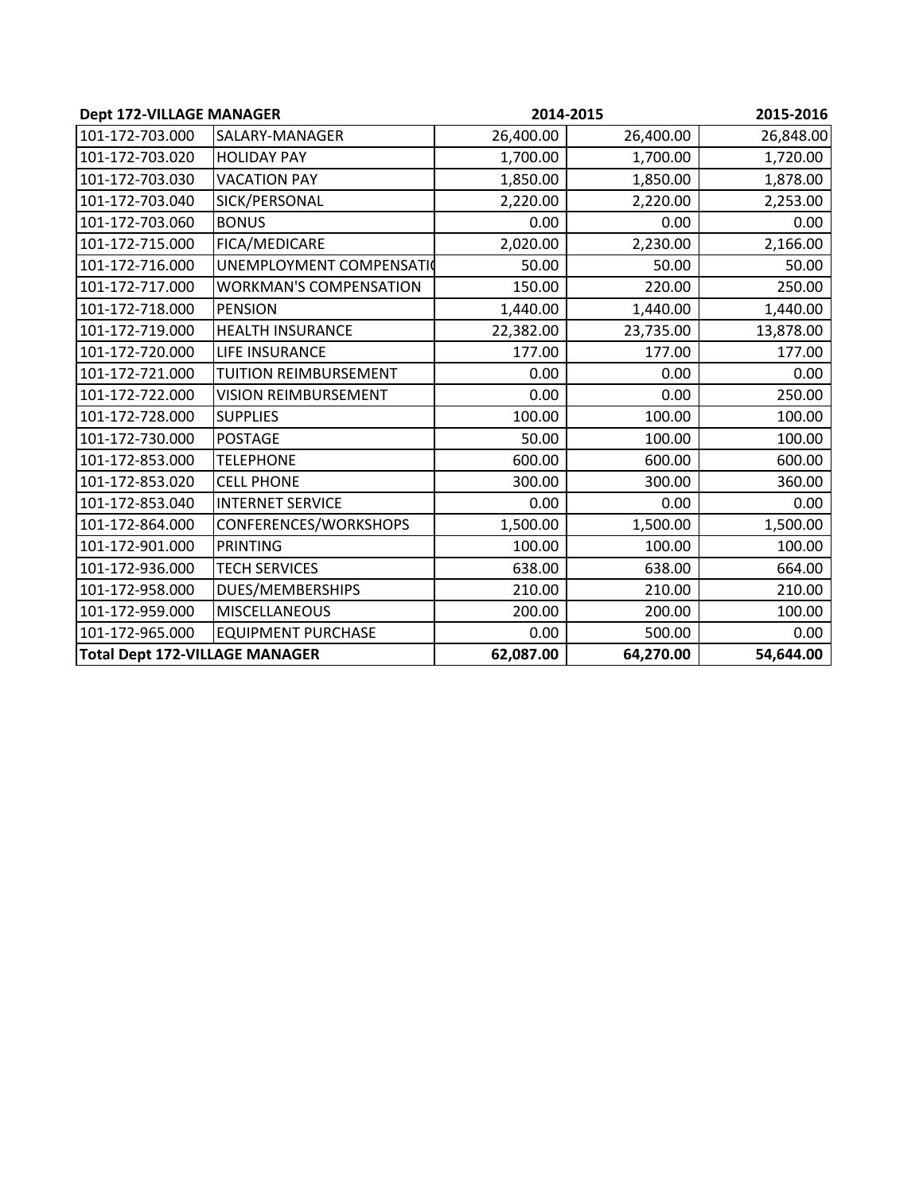| Dept 172-VILLAGE MANAGER | | 2014-2015 | | 2015-2016 |
|---|---|---|---|---|
| 101-172-703.000 | SALARY-MANAGER | 26,400.00 | 26,400.00 | 26,848.00 |
| 101-172-703.020 | HOLIDAY PAY | 1,700.00 | 1,700.00 | 1,720.00 |
| 101-172-703.030 | VACATION PAY | 1,850.00 | 1,850.00 | 1,878.00 |
| 101-172-703.040 | SICK/PERSONAL | 2,220.00 | 2,220.00 | 2,253.00 |
| 101-172-703.060 | BONUS | 0.00 | 0.00 | 0.00 |
| 101-172-715.000 | FICA/MEDICARE | 2,020.00 | 2,230.00 | 2,166.00 |
| 101-172-716.000 | UNEMPLOYMENT COMPENSATIO | 50.00 | 50.00 | 50.00 |
| 101-172-717.000 | WORKMAN'S COMPENSATION | 150.00 | 220.00 | 250.00 |
| 101-172-718.000 | PENSION | 1,440.00 | 1,440.00 | 1,440.00 |
| 101-172-719.000 | HEALTH INSURANCE | 22,382.00 | 23,735.00 | 13,878.00 |
| 101-172-720.000 | LIFE INSURANCE | 177.00 | 177.00 | 177.00 |
| 101-172-721.000 | TUITION REIMBURSEMENT | 0.00 | 0.00 | 0.00 |
| 101-172-722.000 | VISION REIMBURSEMENT | 0.00 | 0.00 | 250.00 |
| 101-172-728.000 | SUPPLIES | 100.00 | 100.00 | 100.00 |
| 101-172-730.000 | POSTAGE | 50.00 | 100.00 | 100.00 |
| 101-172-853.000 | TELEPHONE | 600.00 | 600.00 | 600.00 |
| 101-172-853.020 | CELL PHONE | 300.00 | 300.00 | 360.00 |
| 101-172-853.040 | INTERNET SERVICE | 0.00 | 0.00 | 0.00 |
| 101-172-864.000 | CONFERENCES/WORKSHOPS | 1,500.00 | 1,500.00 | 1,500.00 |
| 101-172-901.000 | PRINTING | 100.00 | 100.00 | 100.00 |
| 101-172-936.000 | TECH SERVICES | 638.00 | 638.00 | 664.00 |
| 101-172-958.000 | DUES/MEMBERSHIPS | 210.00 | 210.00 | 210.00 |
| 101-172-959.000 | MISCELLANEOUS | 200.00 | 200.00 | 100.00 |
| 101-172-965.000 | EQUIPMENT PURCHASE | 0.00 | 500.00 | 0.00 |
| **Total Dept 172-VILLAGE MANAGER** | | **62,087.00** | **64,270.00** | **54,644.00** |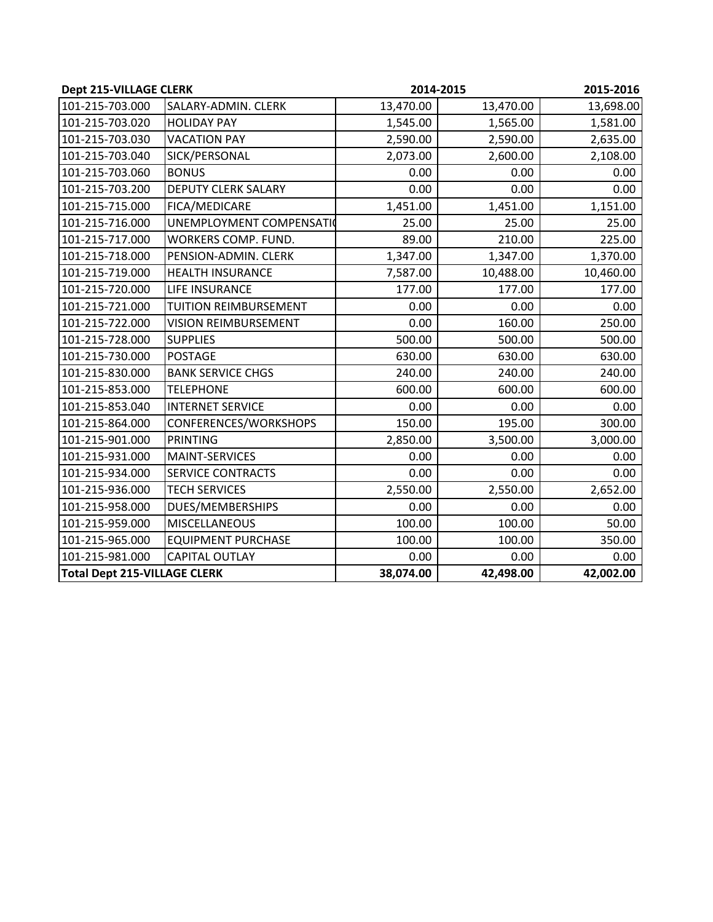| Dept 215-VILLAGE CLERK | | 2014-2015 | | 2015-2016 |
|---|---|---|---|---|
| 101-215-703.000 | SALARY-ADMIN. CLERK | 13,470.00 | 13,470.00 | 13,698.00 |
| 101-215-703.020 | HOLIDAY PAY | 1,545.00 | 1,565.00 | 1,581.00 |
| 101-215-703.030 | VACATION PAY | 2,590.00 | 2,590.00 | 2,635.00 |
| 101-215-703.040 | SICK/PERSONAL | 2,073.00 | 2,600.00 | 2,108.00 |
| 101-215-703.060 | BONUS | 0.00 | 0.00 | 0.00 |
| 101-215-703.200 | DEPUTY CLERK SALARY | 0.00 | 0.00 | 0.00 |
| 101-215-715.000 | FICA/MEDICARE | 1,451.00 | 1,451.00 | 1,151.00 |
| 101-215-716.000 | UNEMPLOYMENT COMPENSATI | 25.00 | 25.00 | 25.00 |
| 101-215-717.000 | WORKERS COMP. FUND. | 89.00 | 210.00 | 225.00 |
| 101-215-718.000 | PENSION-ADMIN. CLERK | 1,347.00 | 1,347.00 | 1,370.00 |
| 101-215-719.000 | HEALTH INSURANCE | 7,587.00 | 10,488.00 | 10,460.00 |
| 101-215-720.000 | LIFE INSURANCE | 177.00 | 177.00 | 177.00 |
| 101-215-721.000 | TUITION REIMBURSEMENT | 0.00 | 0.00 | 0.00 |
| 101-215-722.000 | VISION REIMBURSEMENT | 0.00 | 160.00 | 250.00 |
| 101-215-728.000 | SUPPLIES | 500.00 | 500.00 | 500.00 |
| 101-215-730.000 | POSTAGE | 630.00 | 630.00 | 630.00 |
| 101-215-830.000 | BANK SERVICE CHGS | 240.00 | 240.00 | 240.00 |
| 101-215-853.000 | TELEPHONE | 600.00 | 600.00 | 600.00 |
| 101-215-853.040 | INTERNET SERVICE | 0.00 | 0.00 | 0.00 |
| 101-215-864.000 | CONFERENCES/WORKSHOPS | 150.00 | 195.00 | 300.00 |
| 101-215-901.000 | PRINTING | 2,850.00 | 3,500.00 | 3,000.00 |
| 101-215-931.000 | MAINT-SERVICES | 0.00 | 0.00 | 0.00 |
| 101-215-934.000 | SERVICE CONTRACTS | 0.00 | 0.00 | 0.00 |
| 101-215-936.000 | TECH SERVICES | 2,550.00 | 2,550.00 | 2,652.00 |
| 101-215-958.000 | DUES/MEMBERSHIPS | 0.00 | 0.00 | 0.00 |
| 101-215-959.000 | MISCELLANEOUS | 100.00 | 100.00 | 50.00 |
| 101-215-965.000 | EQUIPMENT PURCHASE | 100.00 | 100.00 | 350.00 |
| 101-215-981.000 | CAPITAL OUTLAY | 0.00 | 0.00 | 0.00 |
| **Total Dept 215-VILLAGE CLERK** | | **38,074.00** | **42,498.00** | **42,002.00** |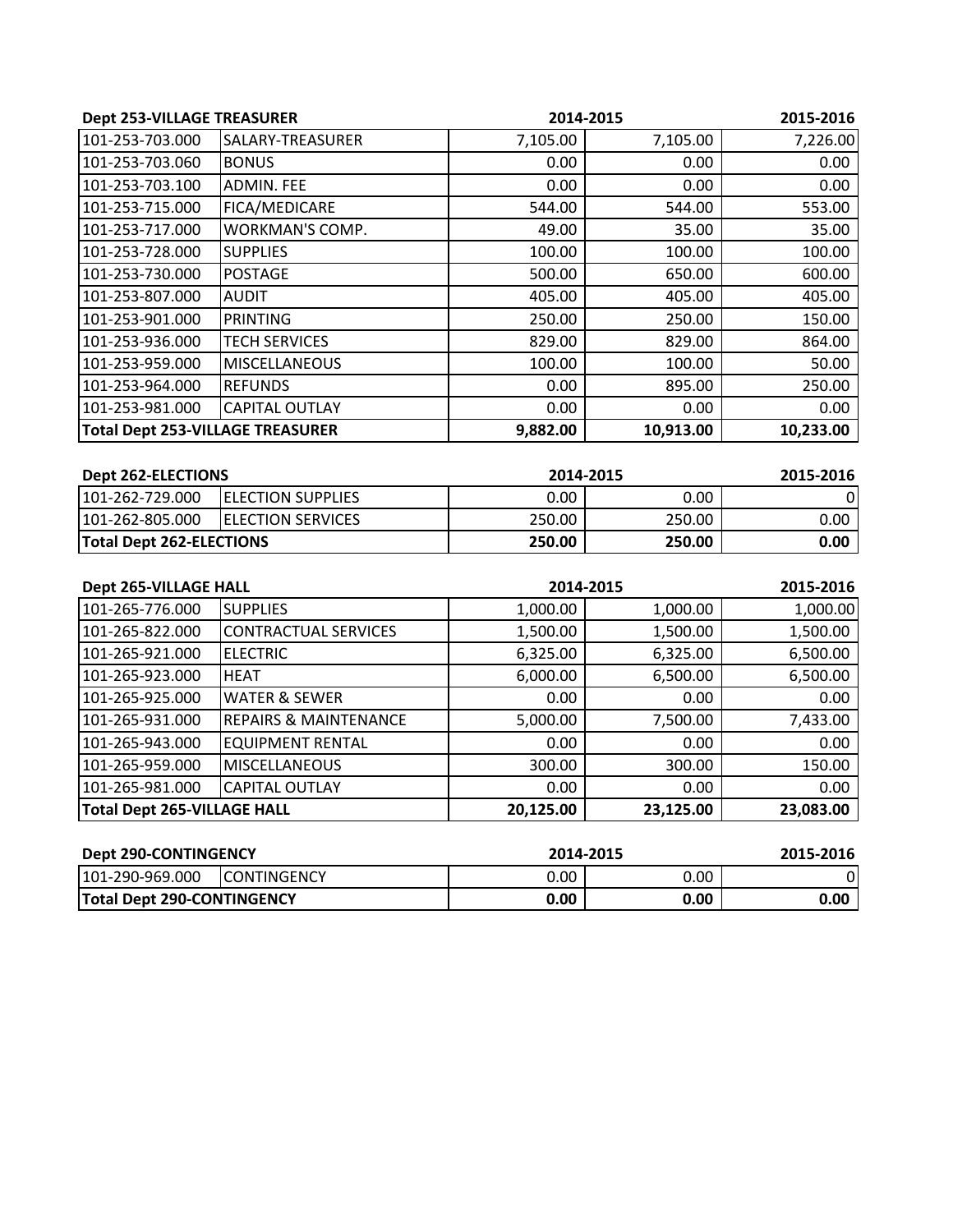| Dept 253-VILLAGE TREASURER | | 2014-2015 | | 2015-2016 |
|---|---|---|---|---|
| 101-253-703.000 | SALARY-TREASURER | 7,105.00 | 7,105.00 | 7,226.00 |
| 101-253-703.060 | BONUS | 0.00 | 0.00 | 0.00 |
| 101-253-703.100 | ADMIN. FEE | 0.00 | 0.00 | 0.00 |
| 101-253-715.000 | FICA/MEDICARE | 544.00 | 544.00 | 553.00 |
| 101-253-717.000 | WORKMAN'S COMP. | 49.00 | 35.00 | 35.00 |
| 101-253-728.000 | SUPPLIES | 100.00 | 100.00 | 100.00 |
| 101-253-730.000 | POSTAGE | 500.00 | 650.00 | 600.00 |
| 101-253-807.000 | AUDIT | 405.00 | 405.00 | 405.00 |
| 101-253-901.000 | PRINTING | 250.00 | 250.00 | 150.00 |
| 101-253-936.000 | TECH SERVICES | 829.00 | 829.00 | 864.00 |
| 101-253-959.000 | MISCELLANEOUS | 100.00 | 100.00 | 50.00 |
| 101-253-964.000 | REFUNDS | 0.00 | 895.00 | 250.00 |
| 101-253-981.000 | CAPITAL OUTLAY | 0.00 | 0.00 | 0.00 |
| **Total Dept 253-VILLAGE TREASURER** | | **9,882.00** | **10,913.00** | **10,233.00** |

| Dept 262-ELECTIONS | | 2014-2015 | | 2015-2016 |
|---|---|---|---|---|
| 101-262-729.000 | ELECTION SUPPLIES | 0.00 | 0.00 | 0 |
| 101-262-805.000 | ELECTION SERVICES | 250.00 | 250.00 | 0.00 |
| **Total Dept 262-ELECTIONS** | | **250.00** | **250.00** | **0.00** |

| Dept 265-VILLAGE HALL | | 2014-2015 | | 2015-2016 |
|---|---|---|---|---|
| 101-265-776.000 | SUPPLIES | 1,000.00 | 1,000.00 | 1,000.00 |
| 101-265-822.000 | CONTRACTUAL SERVICES | 1,500.00 | 1,500.00 | 1,500.00 |
| 101-265-921.000 | ELECTRIC | 6,325.00 | 6,325.00 | 6,500.00 |
| 101-265-923.000 | HEAT | 6,000.00 | 6,500.00 | 6,500.00 |
| 101-265-925.000 | WATER & SEWER | 0.00 | 0.00 | 0.00 |
| 101-265-931.000 | REPAIRS & MAINTENANCE | 5,000.00 | 7,500.00 | 7,433.00 |
| 101-265-943.000 | EQUIPMENT RENTAL | 0.00 | 0.00 | 0.00 |
| 101-265-959.000 | MISCELLANEOUS | 300.00 | 300.00 | 150.00 |
| 101-265-981.000 | CAPITAL OUTLAY | 0.00 | 0.00 | 0.00 |
| **Total Dept 265-VILLAGE HALL** | | **20,125.00** | **23,125.00** | **23,083.00** |

| Dept 290-CONTINGENCY | | 2014-2015 | | 2015-2016 |
|---|---|---|---|---|
| 101-290-969.000 | CONTINGENCY | 0.00 | 0.00 | 0 |
| **Total Dept 290-CONTINGENCY** | | **0.00** | **0.00** | **0.00** |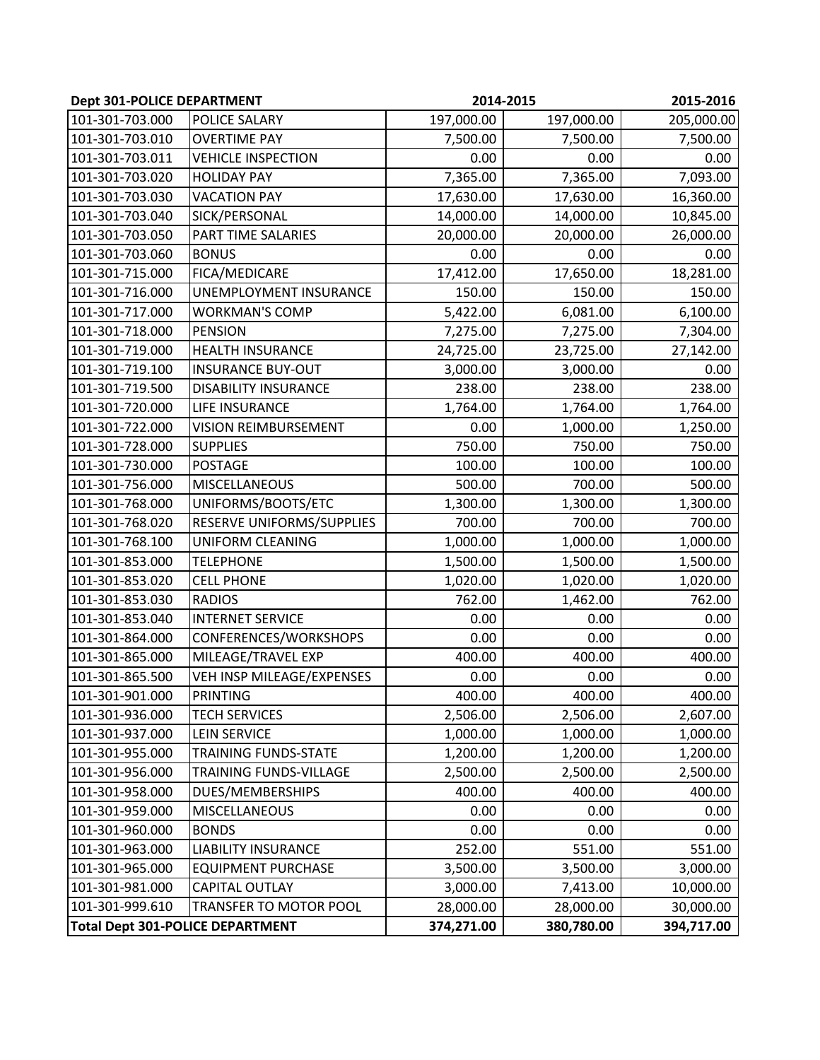| Dept 301-POLICE DEPARTMENT | | 2014-2015 | | 2015-2016 |
|---|---|---|---|---|
| 101-301-703.000 | POLICE SALARY | 197,000.00 | 197,000.00 | 205,000.00 |
| 101-301-703.010 | OVERTIME PAY | 7,500.00 | 7,500.00 | 7,500.00 |
| 101-301-703.011 | VEHICLE INSPECTION | 0.00 | 0.00 | 0.00 |
| 101-301-703.020 | HOLIDAY PAY | 7,365.00 | 7,365.00 | 7,093.00 |
| 101-301-703.030 | VACATION PAY | 17,630.00 | 17,630.00 | 16,360.00 |
| 101-301-703.040 | SICK/PERSONAL | 14,000.00 | 14,000.00 | 10,845.00 |
| 101-301-703.050 | PART TIME SALARIES | 20,000.00 | 20,000.00 | 26,000.00 |
| 101-301-703.060 | BONUS | 0.00 | 0.00 | 0.00 |
| 101-301-715.000 | FICA/MEDICARE | 17,412.00 | 17,650.00 | 18,281.00 |
| 101-301-716.000 | UNEMPLOYMENT INSURANCE | 150.00 | 150.00 | 150.00 |
| 101-301-717.000 | WORKMAN'S COMP | 5,422.00 | 6,081.00 | 6,100.00 |
| 101-301-718.000 | PENSION | 7,275.00 | 7,275.00 | 7,304.00 |
| 101-301-719.000 | HEALTH INSURANCE | 24,725.00 | 23,725.00 | 27,142.00 |
| 101-301-719.100 | INSURANCE BUY-OUT | 3,000.00 | 3,000.00 | 0.00 |
| 101-301-719.500 | DISABILITY INSURANCE | 238.00 | 238.00 | 238.00 |
| 101-301-720.000 | LIFE INSURANCE | 1,764.00 | 1,764.00 | 1,764.00 |
| 101-301-722.000 | VISION REIMBURSEMENT | 0.00 | 1,000.00 | 1,250.00 |
| 101-301-728.000 | SUPPLIES | 750.00 | 750.00 | 750.00 |
| 101-301-730.000 | POSTAGE | 100.00 | 100.00 | 100.00 |
| 101-301-756.000 | MISCELLANEOUS | 500.00 | 700.00 | 500.00 |
| 101-301-768.000 | UNIFORMS/BOOTS/ETC | 1,300.00 | 1,300.00 | 1,300.00 |
| 101-301-768.020 | RESERVE UNIFORMS/SUPPLIES | 700.00 | 700.00 | 700.00 |
| 101-301-768.100 | UNIFORM CLEANING | 1,000.00 | 1,000.00 | 1,000.00 |
| 101-301-853.000 | TELEPHONE | 1,500.00 | 1,500.00 | 1,500.00 |
| 101-301-853.020 | CELL PHONE | 1,020.00 | 1,020.00 | 1,020.00 |
| 101-301-853.030 | RADIOS | 762.00 | 1,462.00 | 762.00 |
| 101-301-853.040 | INTERNET SERVICE | 0.00 | 0.00 | 0.00 |
| 101-301-864.000 | CONFERENCES/WORKSHOPS | 0.00 | 0.00 | 0.00 |
| 101-301-865.000 | MILEAGE/TRAVEL EXP | 400.00 | 400.00 | 400.00 |
| 101-301-865.500 | VEH INSP MILEAGE/EXPENSES | 0.00 | 0.00 | 0.00 |
| 101-301-901.000 | PRINTING | 400.00 | 400.00 | 400.00 |
| 101-301-936.000 | TECH SERVICES | 2,506.00 | 2,506.00 | 2,607.00 |
| 101-301-937.000 | LEIN SERVICE | 1,000.00 | 1,000.00 | 1,000.00 |
| 101-301-955.000 | TRAINING FUNDS-STATE | 1,200.00 | 1,200.00 | 1,200.00 |
| 101-301-956.000 | TRAINING FUNDS-VILLAGE | 2,500.00 | 2,500.00 | 2,500.00 |
| 101-301-958.000 | DUES/MEMBERSHIPS | 400.00 | 400.00 | 400.00 |
| 101-301-959.000 | MISCELLANEOUS | 0.00 | 0.00 | 0.00 |
| 101-301-960.000 | BONDS | 0.00 | 0.00 | 0.00 |
| 101-301-963.000 | LIABILITY INSURANCE | 252.00 | 551.00 | 551.00 |
| 101-301-965.000 | EQUIPMENT PURCHASE | 3,500.00 | 3,500.00 | 3,000.00 |
| 101-301-981.000 | CAPITAL OUTLAY | 3,000.00 | 7,413.00 | 10,000.00 |
| 101-301-999.610 | TRANSFER TO MOTOR POOL | 28,000.00 | 28,000.00 | 30,000.00 |
| **Total Dept 301-POLICE DEPARTMENT** | | **374,271.00** | **380,780.00** | **394,717.00** |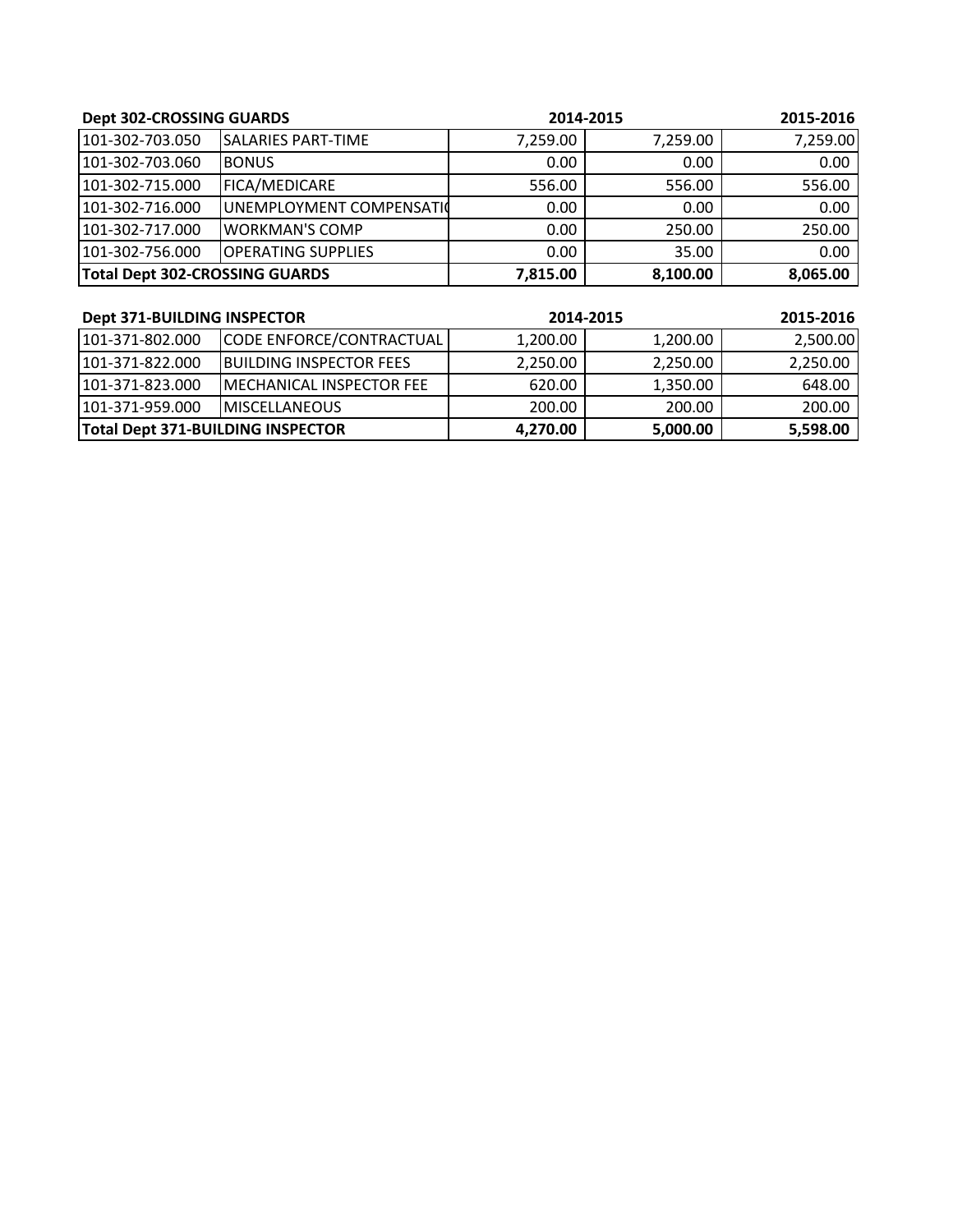| Dept 302-CROSSING GUARDS | | 2014-2015 | | 2015-2016 |
|---|---|---|---|---|
| 101-302-703.050 | SALARIES PART-TIME | 7,259.00 | 7,259.00 | 7,259.00 |
| 101-302-703.060 | BONUS | 0.00 | 0.00 | 0.00 |
| 101-302-715.000 | FICA/MEDICARE | 556.00 | 556.00 | 556.00 |
| 101-302-716.000 | UNEMPLOYMENT COMPENSATI( | 0.00 | 0.00 | 0.00 |
| 101-302-717.000 | WORKMAN'S COMP | 0.00 | 250.00 | 250.00 |
| 101-302-756.000 | OPERATING SUPPLIES | 0.00 | 35.00 | 0.00 |
| **Total Dept 302-CROSSING GUARDS** | | **7,815.00** | **8,100.00** | **8,065.00** |

| Dept 371-BUILDING INSPECTOR | | 2014-2015 | | 2015-2016 |
|---|---|---|---|---|
| 101-371-802.000 | CODE ENFORCE/CONTRACTUAL | 1,200.00 | 1,200.00 | 2,500.00 |
| 101-371-822.000 | BUILDING INSPECTOR FEES | 2,250.00 | 2,250.00 | 2,250.00 |
| 101-371-823.000 | MECHANICAL INSPECTOR FEE | 620.00 | 1,350.00 | 648.00 |
| 101-371-959.000 | MISCELLANEOUS | 200.00 | 200.00 | 200.00 |
| **Total Dept 371-BUILDING INSPECTOR** | | **4,270.00** | **5,000.00** | **5,598.00** |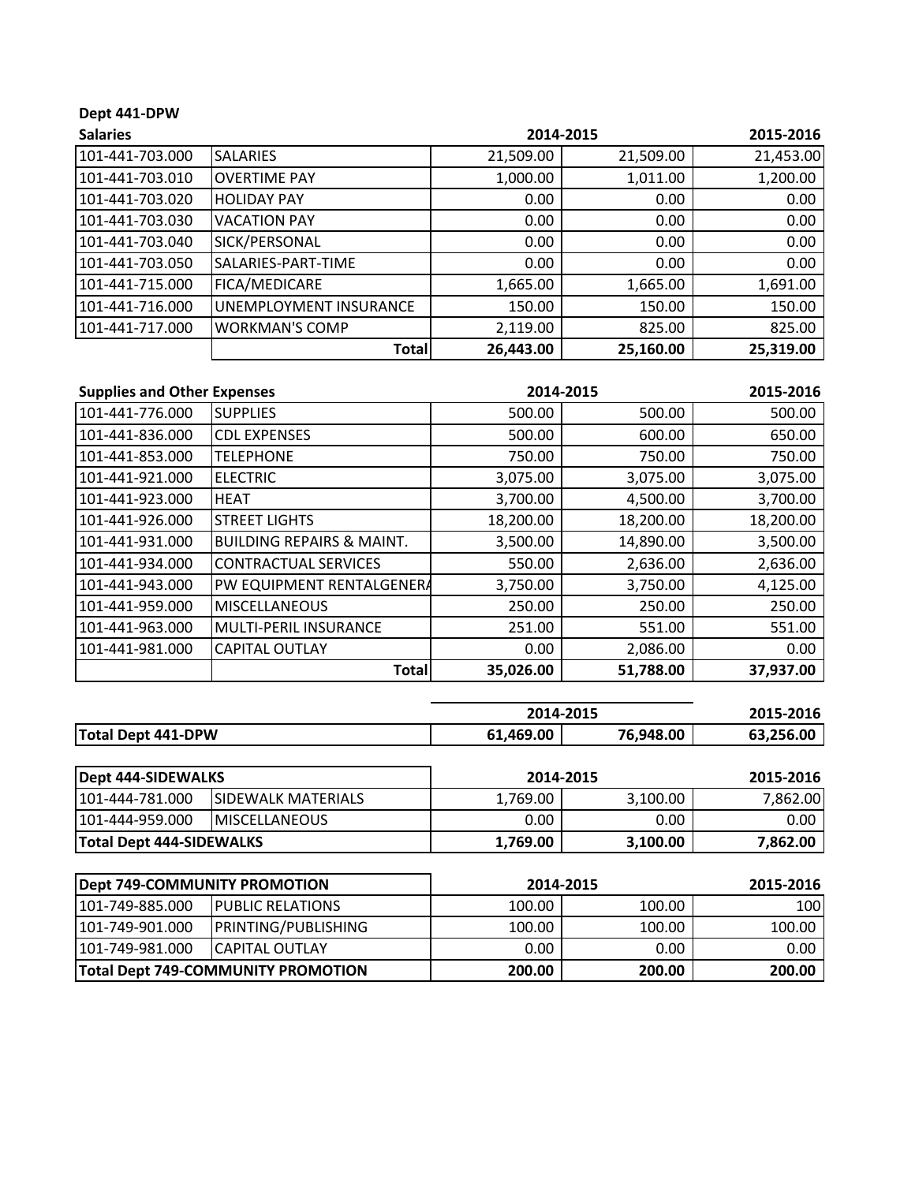**Dept 441-DPW**

**Salaries**

| | | 2014-2015 | | 2015-2016 |
|---|---|---|---|---|
| 101-441-703.000 | SALARIES | 21,509.00 | 21,509.00 | 21,453.00 |
| 101-441-703.010 | OVERTIME PAY | 1,000.00 | 1,011.00 | 1,200.00 |
| 101-441-703.020 | HOLIDAY PAY | 0.00 | 0.00 | 0.00 |
| 101-441-703.030 | VACATION PAY | 0.00 | 0.00 | 0.00 |
| 101-441-703.040 | SICK/PERSONAL | 0.00 | 0.00 | 0.00 |
| 101-441-703.050 | SALARIES-PART-TIME | 0.00 | 0.00 | 0.00 |
| 101-441-715.000 | FICA/MEDICARE | 1,665.00 | 1,665.00 | 1,691.00 |
| 101-441-716.000 | UNEMPLOYMENT INSURANCE | 150.00 | 150.00 | 150.00 |
| 101-441-717.000 | WORKMAN'S COMP | 2,119.00 | 825.00 | 825.00 |
| | **Total** | **26,443.00** | **25,160.00** | **25,319.00** |

**Supplies and Other Expenses**

| | | 2014-2015 | | 2015-2016 |
|---|---|---|---|---|
| 101-441-776.000 | SUPPLIES | 500.00 | 500.00 | 500.00 |
| 101-441-836.000 | CDL EXPENSES | 500.00 | 600.00 | 650.00 |
| 101-441-853.000 | TELEPHONE | 750.00 | 750.00 | 750.00 |
| 101-441-921.000 | ELECTRIC | 3,075.00 | 3,075.00 | 3,075.00 |
| 101-441-923.000 | HEAT | 3,700.00 | 4,500.00 | 3,700.00 |
| 101-441-926.000 | STREET LIGHTS | 18,200.00 | 18,200.00 | 18,200.00 |
| 101-441-931.000 | BUILDING REPAIRS & MAINT. | 3,500.00 | 14,890.00 | 3,500.00 |
| 101-441-934.000 | CONTRACTUAL SERVICES | 550.00 | 2,636.00 | 2,636.00 |
| 101-441-943.000 | PW EQUIPMENT RENTALGENERA | 3,750.00 | 3,750.00 | 4,125.00 |
| 101-441-959.000 | MISCELLANEOUS | 250.00 | 250.00 | 250.00 |
| 101-441-963.000 | MULTI-PERIL INSURANCE | 251.00 | 551.00 | 551.00 |
| 101-441-981.000 | CAPITAL OUTLAY | 0.00 | 2,086.00 | 0.00 |
| | **Total** | **35,026.00** | **51,788.00** | **37,937.00** |

| | 2014-2015 | | 2015-2016 |
|---|---|---|---|
| **Total Dept 441-DPW** | **61,469.00** | **76,948.00** | **63,256.00** |

| **Dept 444-SIDEWALKS** | | 2014-2015 | | 2015-2016 |
|---|---|---|---|---|
| 101-444-781.000 | SIDEWALK MATERIALS | 1,769.00 | 3,100.00 | 7,862.00 |
| 101-444-959.000 | MISCELLANEOUS | 0.00 | 0.00 | 0.00 |
| **Total Dept 444-SIDEWALKS** | | **1,769.00** | **3,100.00** | **7,862.00** |

| **Dept 749-COMMUNITY PROMOTION** | | 2014-2015 | | 2015-2016 |
|---|---|---|---|---|
| 101-749-885.000 | PUBLIC RELATIONS | 100.00 | 100.00 | 100 |
| 101-749-901.000 | PRINTING/PUBLISHING | 100.00 | 100.00 | 100.00 |
| 101-749-981.000 | CAPITAL OUTLAY | 0.00 | 0.00 | 0.00 |
| **Total Dept 749-COMMUNITY PROMOTION** | | **200.00** | **200.00** | **200.00** |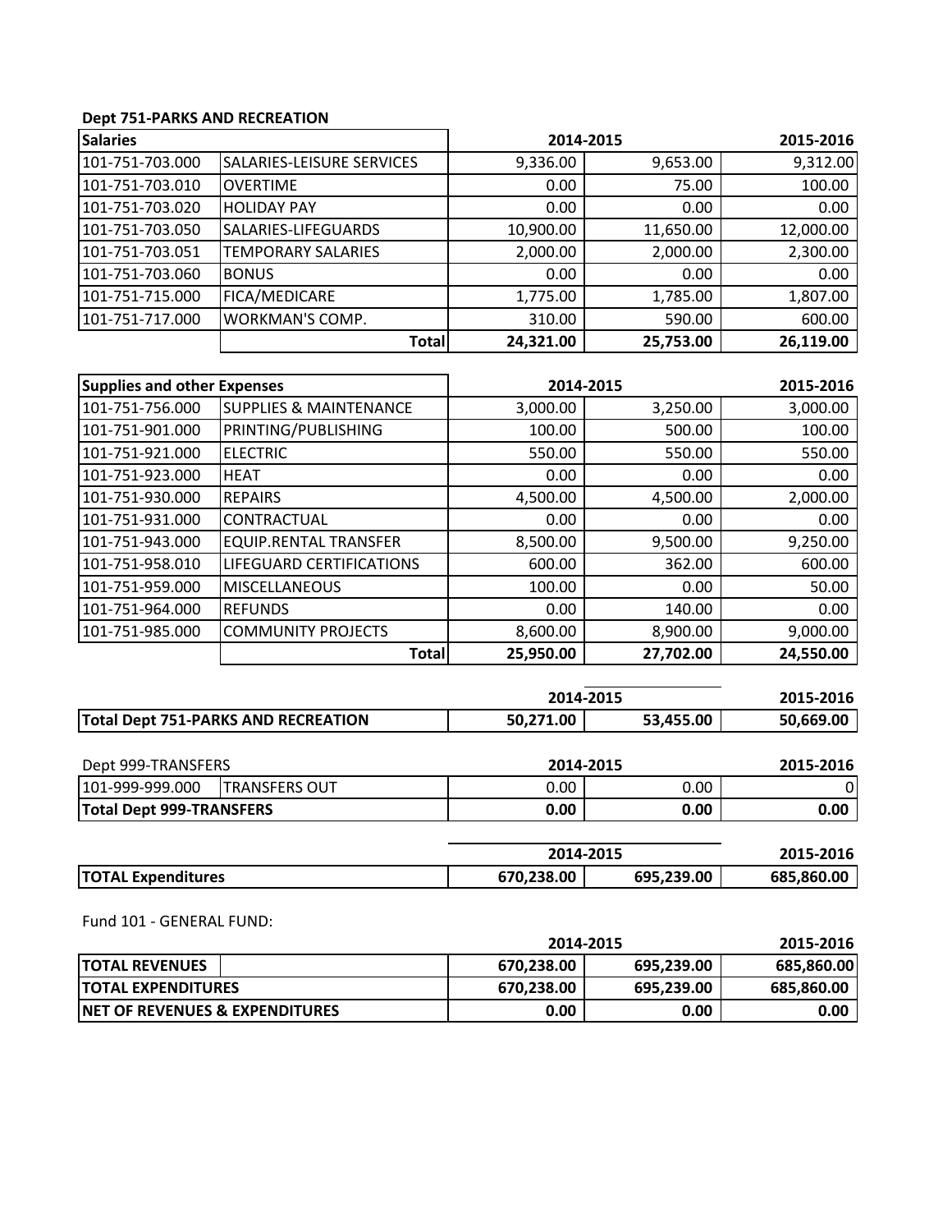**Dept 751-PARKS AND RECREATION**

| Salaries | | 2014-2015 | | 2015-2016 |
|---|---|---|---|---|
| 101-751-703.000 | SALARIES-LEISURE SERVICES | 9,336.00 | 9,653.00 | 9,312.00 |
| 101-751-703.010 | OVERTIME | 0.00 | 75.00 | 100.00 |
| 101-751-703.020 | HOLIDAY PAY | 0.00 | 0.00 | 0.00 |
| 101-751-703.050 | SALARIES-LIFEGUARDS | 10,900.00 | 11,650.00 | 12,000.00 |
| 101-751-703.051 | TEMPORARY SALARIES | 2,000.00 | 2,000.00 | 2,300.00 |
| 101-751-703.060 | BONUS | 0.00 | 0.00 | 0.00 |
| 101-751-715.000 | FICA/MEDICARE | 1,775.00 | 1,785.00 | 1,807.00 |
| 101-751-717.000 | WORKMAN'S COMP. | 310.00 | 590.00 | 600.00 |
| | **Total** | **24,321.00** | **25,753.00** | **26,119.00** |

| Supplies and other Expenses | | 2014-2015 | | 2015-2016 |
|---|---|---|---|---|
| 101-751-756.000 | SUPPLIES & MAINTENANCE | 3,000.00 | 3,250.00 | 3,000.00 |
| 101-751-901.000 | PRINTING/PUBLISHING | 100.00 | 500.00 | 100.00 |
| 101-751-921.000 | ELECTRIC | 550.00 | 550.00 | 550.00 |
| 101-751-923.000 | HEAT | 0.00 | 0.00 | 0.00 |
| 101-751-930.000 | REPAIRS | 4,500.00 | 4,500.00 | 2,000.00 |
| 101-751-931.000 | CONTRACTUAL | 0.00 | 0.00 | 0.00 |
| 101-751-943.000 | EQUIP.RENTAL TRANSFER | 8,500.00 | 9,500.00 | 9,250.00 |
| 101-751-958.010 | LIFEGUARD CERTIFICATIONS | 600.00 | 362.00 | 600.00 |
| 101-751-959.000 | MISCELLANEOUS | 100.00 | 0.00 | 50.00 |
| 101-751-964.000 | REFUNDS | 0.00 | 140.00 | 0.00 |
| 101-751-985.000 | COMMUNITY PROJECTS | 8,600.00 | 8,900.00 | 9,000.00 |
| | **Total** | **25,950.00** | **27,702.00** | **24,550.00** |

| | 2014-2015 | | 2015-2016 |
|---|---|---|---|
| **Total Dept 751-PARKS AND RECREATION** | **50,271.00** | **53,455.00** | **50,669.00** |

| Dept 999-TRANSFERS | | 2014-2015 | | 2015-2016 |
|---|---|---|---|---|
| 101-999-999.000 | TRANSFERS OUT | 0.00 | 0.00 | 0 |
| **Total Dept 999-TRANSFERS** | | **0.00** | **0.00** | **0.00** |

| | 2014-2015 | | 2015-2016 |
|---|---|---|---|
| **TOTAL Expenditures** | **670,238.00** | **695,239.00** | **685,860.00** |

Fund 101 - GENERAL FUND:

| | 2014-2015 | | 2015-2016 |
|---|---|---|---|
| **TOTAL REVENUES** | **670,238.00** | **695,239.00** | **685,860.00** |
| **TOTAL EXPENDITURES** | **670,238.00** | **695,239.00** | **685,860.00** |
| **NET OF REVENUES & EXPENDITURES** | **0.00** | **0.00** | **0.00** |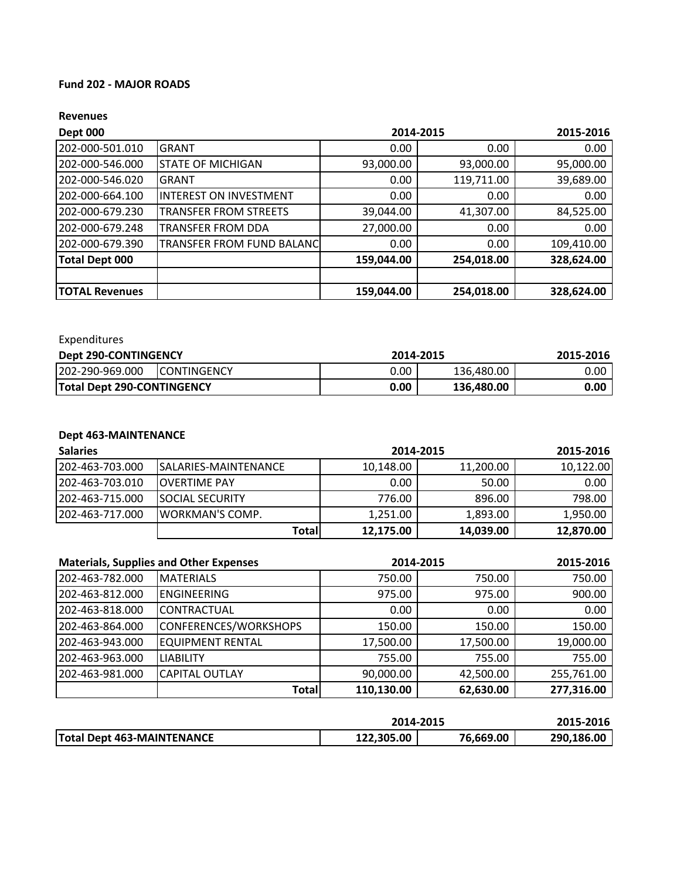**Fund 202 - MAJOR ROADS**

**Revenues**

| **Dept 000** | | **2014-2015** | | **2015-2016** |
|---|---|---|---|---|
| 202-000-501.010 | GRANT | 0.00 | 0.00 | 0.00 |
| 202-000-546.000 | STATE OF MICHIGAN | 93,000.00 | 93,000.00 | 95,000.00 |
| 202-000-546.020 | GRANT | 0.00 | 119,711.00 | 39,689.00 |
| 202-000-664.100 | INTEREST ON INVESTMENT | 0.00 | 0.00 | 0.00 |
| 202-000-679.230 | TRANSFER FROM STREETS | 39,044.00 | 41,307.00 | 84,525.00 |
| 202-000-679.248 | TRANSFER FROM DDA | 27,000.00 | 0.00 | 0.00 |
| 202-000-679.390 | TRANSFER FROM FUND BALANC | 0.00 | 0.00 | 109,410.00 |
| **Total Dept 000** | | **159,044.00** | **254,018.00** | **328,624.00** |
| | | | | |
| **TOTAL Revenues** | | **159,044.00** | **254,018.00** | **328,624.00** |

Expenditures

| **Dept 290-CONTINGENCY** | | **2014-2015** | | **2015-2016** |
|---|---|---|---|---|
| 202-290-969.000 | CONTINGENCY | 0.00 | 136,480.00 | 0.00 |
| **Total Dept 290-CONTINGENCY** | | **0.00** | **136,480.00** | **0.00** |

**Dept 463-MAINTENANCE**

| **Salaries** | | **2014-2015** | | **2015-2016** |
|---|---|---|---|---|
| 202-463-703.000 | SALARIES-MAINTENANCE | 10,148.00 | 11,200.00 | 10,122.00 |
| 202-463-703.010 | OVERTIME PAY | 0.00 | 50.00 | 0.00 |
| 202-463-715.000 | SOCIAL SECURITY | 776.00 | 896.00 | 798.00 |
| 202-463-717.000 | WORKMAN'S COMP. | 1,251.00 | 1,893.00 | 1,950.00 |
| | **Total** | **12,175.00** | **14,039.00** | **12,870.00** |

| **Materials, Supplies and Other Expenses** | | **2014-2015** | | **2015-2016** |
|---|---|---|---|---|
| 202-463-782.000 | MATERIALS | 750.00 | 750.00 | 750.00 |
| 202-463-812.000 | ENGINEERING | 975.00 | 975.00 | 900.00 |
| 202-463-818.000 | CONTRACTUAL | 0.00 | 0.00 | 0.00 |
| 202-463-864.000 | CONFERENCES/WORKSHOPS | 150.00 | 150.00 | 150.00 |
| 202-463-943.000 | EQUIPMENT RENTAL | 17,500.00 | 17,500.00 | 19,000.00 |
| 202-463-963.000 | LIABILITY | 755.00 | 755.00 | 755.00 |
| 202-463-981.000 | CAPITAL OUTLAY | 90,000.00 | 42,500.00 | 255,761.00 |
| | **Total** | **110,130.00** | **62,630.00** | **277,316.00** |

| | **2014-2015** | | **2015-2016** |
|---|---|---|---|
| **Total Dept 463-MAINTENANCE** | **122,305.00** | **76,669.00** | **290,186.00** |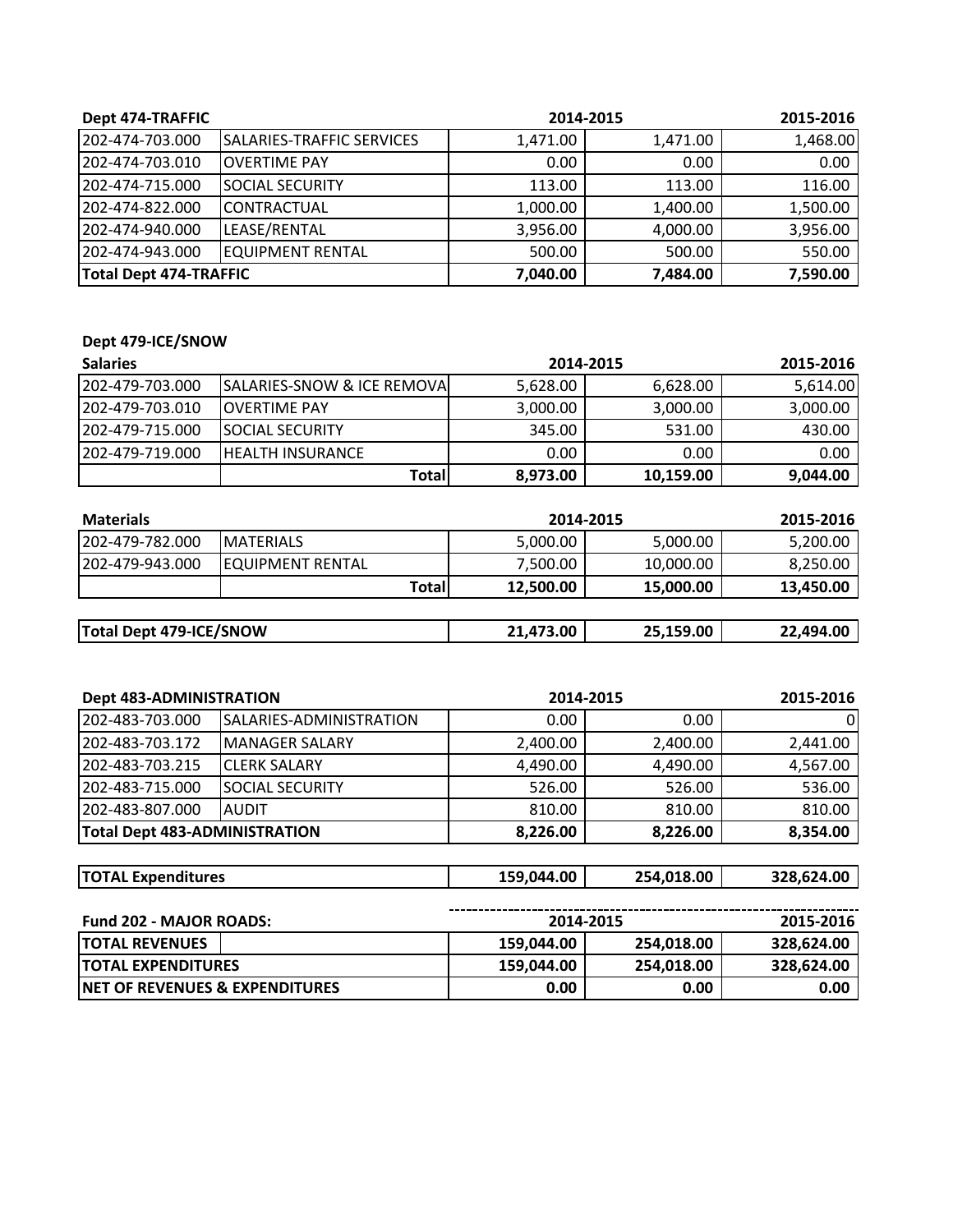| Dept 474-TRAFFIC | | 2014-2015 | | 2015-2016 |
|---|---|---|---|---|
| 202-474-703.000 | SALARIES-TRAFFIC SERVICES | 1,471.00 | 1,471.00 | 1,468.00 |
| 202-474-703.010 | OVERTIME PAY | 0.00 | 0.00 | 0.00 |
| 202-474-715.000 | SOCIAL SECURITY | 113.00 | 113.00 | 116.00 |
| 202-474-822.000 | CONTRACTUAL | 1,000.00 | 1,400.00 | 1,500.00 |
| 202-474-940.000 | LEASE/RENTAL | 3,956.00 | 4,000.00 | 3,956.00 |
| 202-474-943.000 | EQUIPMENT RENTAL | 500.00 | 500.00 | 550.00 |
| **Total Dept 474-TRAFFIC** | | **7,040.00** | **7,484.00** | **7,590.00** |

**Dept 479-ICE/SNOW**

| Salaries | | 2014-2015 | | 2015-2016 |
|---|---|---|---|---|
| 202-479-703.000 | SALARIES-SNOW & ICE REMOVA | 5,628.00 | 6,628.00 | 5,614.00 |
| 202-479-703.010 | OVERTIME PAY | 3,000.00 | 3,000.00 | 3,000.00 |
| 202-479-715.000 | SOCIAL SECURITY | 345.00 | 531.00 | 430.00 |
| 202-479-719.000 | HEALTH INSURANCE | 0.00 | 0.00 | 0.00 |
| | **Total** | **8,973.00** | **10,159.00** | **9,044.00** |

| Materials | | 2014-2015 | | 2015-2016 |
|---|---|---|---|---|
| 202-479-782.000 | MATERIALS | 5,000.00 | 5,000.00 | 5,200.00 |
| 202-479-943.000 | EQUIPMENT RENTAL | 7,500.00 | 10,000.00 | 8,250.00 |
| | **Total** | **12,500.00** | **15,000.00** | **13,450.00** |

| | | | |
|---|---|---|---|
| **Total Dept 479-ICE/SNOW** | **21,473.00** | **25,159.00** | **22,494.00** |

| Dept 483-ADMINISTRATION | | 2014-2015 | | 2015-2016 |
|---|---|---|---|---|
| 202-483-703.000 | SALARIES-ADMINISTRATION | 0.00 | 0.00 | 0 |
| 202-483-703.172 | MANAGER SALARY | 2,400.00 | 2,400.00 | 2,441.00 |
| 202-483-703.215 | CLERK SALARY | 4,490.00 | 4,490.00 | 4,567.00 |
| 202-483-715.000 | SOCIAL SECURITY | 526.00 | 526.00 | 536.00 |
| 202-483-807.000 | AUDIT | 810.00 | 810.00 | 810.00 |
| **Total Dept 483-ADMINISTRATION** | | **8,226.00** | **8,226.00** | **8,354.00** |

| | | | |
|---|---|---|---|
| **TOTAL Expenditures** | **159,044.00** | **254,018.00** | **328,624.00** |

| Fund 202 - MAJOR ROADS: | 2014-2015 | | 2015-2016 |
|---|---|---|---|
| **TOTAL REVENUES** | **159,044.00** | **254,018.00** | **328,624.00** |
| **TOTAL EXPENDITURES** | **159,044.00** | **254,018.00** | **328,624.00** |
| **NET OF REVENUES & EXPENDITURES** | **0.00** | **0.00** | **0.00** |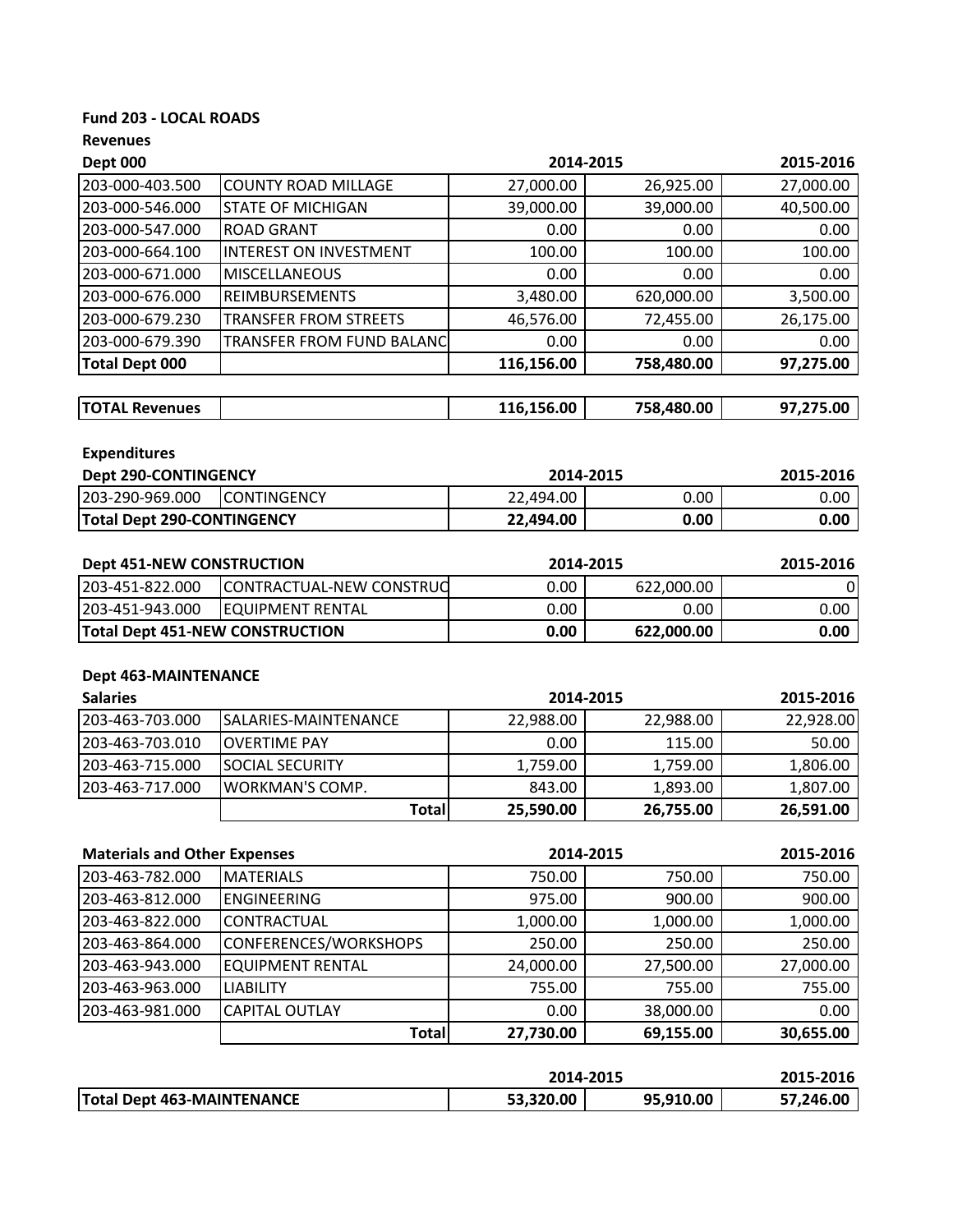**Fund 203 - LOCAL ROADS**

**Revenues**

| Dept 000 | | 2014-2015 | | 2015-2016 |
|---|---|---|---|---|
| 203-000-403.500 | COUNTY ROAD MILLAGE | 27,000.00 | 26,925.00 | 27,000.00 |
| 203-000-546.000 | STATE OF MICHIGAN | 39,000.00 | 39,000.00 | 40,500.00 |
| 203-000-547.000 | ROAD GRANT | 0.00 | 0.00 | 0.00 |
| 203-000-664.100 | INTEREST ON INVESTMENT | 100.00 | 100.00 | 100.00 |
| 203-000-671.000 | MISCELLANEOUS | 0.00 | 0.00 | 0.00 |
| 203-000-676.000 | REIMBURSEMENTS | 3,480.00 | 620,000.00 | 3,500.00 |
| 203-000-679.230 | TRANSFER FROM STREETS | 46,576.00 | 72,455.00 | 26,175.00 |
| 203-000-679.390 | TRANSFER FROM FUND BALANC | 0.00 | 0.00 | 0.00 |
| **Total Dept 000** | | **116,156.00** | **758,480.00** | **97,275.00** |

| | | | | |
|---|---|---|---|---|
| **TOTAL Revenues** | | **116,156.00** | **758,480.00** | **97,275.00** |

**Expenditures**

| Dept 290-CONTINGENCY | | 2014-2015 | | 2015-2016 |
|---|---|---|---|---|
| 203-290-969.000 | CONTINGENCY | 22,494.00 | 0.00 | 0.00 |
| **Total Dept 290-CONTINGENCY** | | **22,494.00** | **0.00** | **0.00** |

| Dept 451-NEW CONSTRUCTION | | 2014-2015 | | 2015-2016 |
|---|---|---|---|---|
| 203-451-822.000 | CONTRACTUAL-NEW CONSTRUC | 0.00 | 622,000.00 | 0 |
| 203-451-943.000 | EQUIPMENT RENTAL | 0.00 | 0.00 | 0.00 |
| **Total Dept 451-NEW CONSTRUCTION** | | **0.00** | **622,000.00** | **0.00** |

**Dept 463-MAINTENANCE**

| Salaries | | 2014-2015 | | 2015-2016 |
|---|---|---|---|---|
| 203-463-703.000 | SALARIES-MAINTENANCE | 22,988.00 | 22,988.00 | 22,928.00 |
| 203-463-703.010 | OVERTIME PAY | 0.00 | 115.00 | 50.00 |
| 203-463-715.000 | SOCIAL SECURITY | 1,759.00 | 1,759.00 | 1,806.00 |
| 203-463-717.000 | WORKMAN'S COMP. | 843.00 | 1,893.00 | 1,807.00 |
| | **Total** | **25,590.00** | **26,755.00** | **26,591.00** |

| Materials and Other Expenses | | 2014-2015 | | 2015-2016 |
|---|---|---|---|---|
| 203-463-782.000 | MATERIALS | 750.00 | 750.00 | 750.00 |
| 203-463-812.000 | ENGINEERING | 975.00 | 900.00 | 900.00 |
| 203-463-822.000 | CONTRACTUAL | 1,000.00 | 1,000.00 | 1,000.00 |
| 203-463-864.000 | CONFERENCES/WORKSHOPS | 250.00 | 250.00 | 250.00 |
| 203-463-943.000 | EQUIPMENT RENTAL | 24,000.00 | 27,500.00 | 27,000.00 |
| 203-463-963.000 | LIABILITY | 755.00 | 755.00 | 755.00 |
| 203-463-981.000 | CAPITAL OUTLAY | 0.00 | 38,000.00 | 0.00 |
| | **Total** | **27,730.00** | **69,155.00** | **30,655.00** |

| | 2014-2015 | | 2015-2016 |
|---|---|---|---|
| **Total Dept 463-MAINTENANCE** | **53,320.00** | **95,910.00** | **57,246.00** |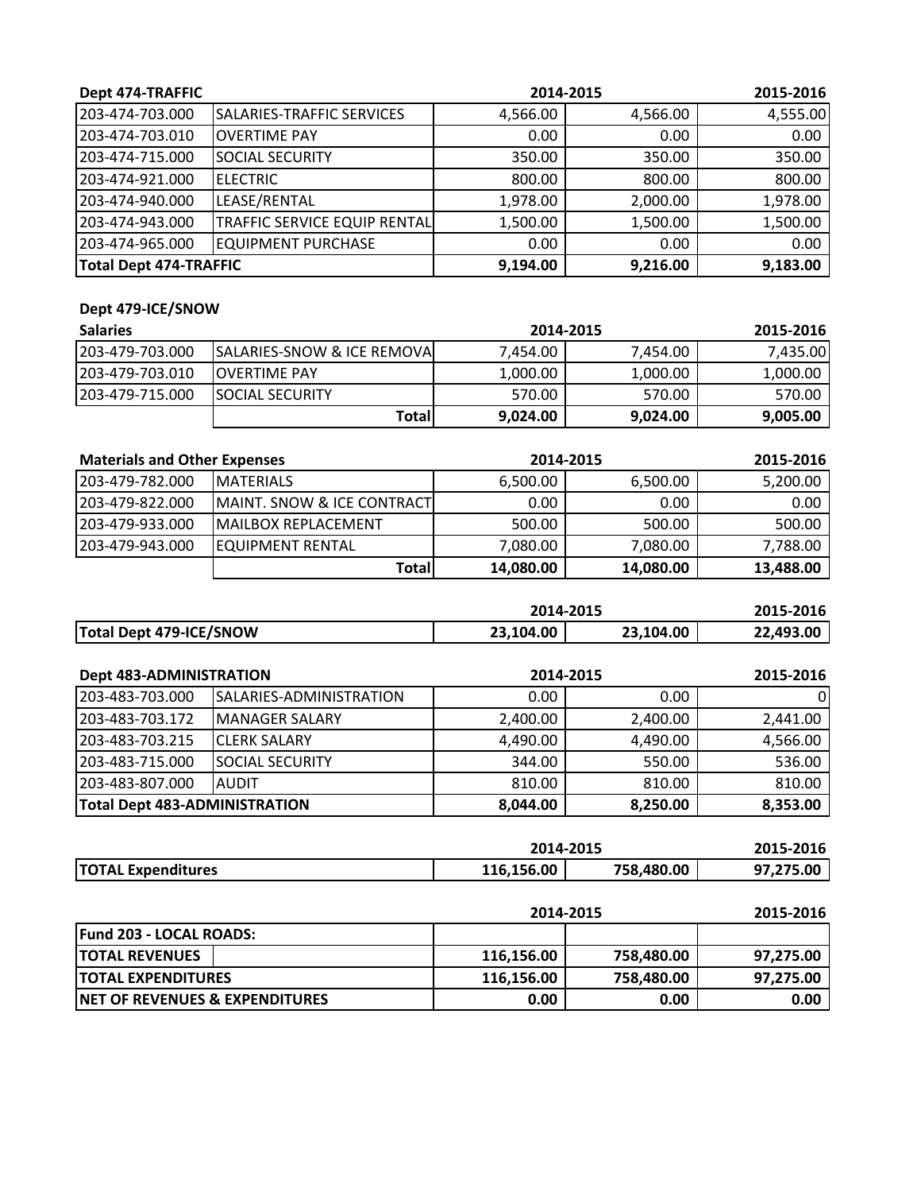| Dept 474-TRAFFIC | | 2014-2015 | | 2015-2016 |
|---|---|---|---|---|
| 203-474-703.000 | SALARIES-TRAFFIC SERVICES | 4,566.00 | 4,566.00 | 4,555.00 |
| 203-474-703.010 | OVERTIME PAY | 0.00 | 0.00 | 0.00 |
| 203-474-715.000 | SOCIAL SECURITY | 350.00 | 350.00 | 350.00 |
| 203-474-921.000 | ELECTRIC | 800.00 | 800.00 | 800.00 |
| 203-474-940.000 | LEASE/RENTAL | 1,978.00 | 2,000.00 | 1,978.00 |
| 203-474-943.000 | TRAFFIC SERVICE EQUIP RENTAL | 1,500.00 | 1,500.00 | 1,500.00 |
| 203-474-965.000 | EQUIPMENT PURCHASE | 0.00 | 0.00 | 0.00 |
| **Total Dept 474-TRAFFIC** | | **9,194.00** | **9,216.00** | **9,183.00** |

**Dept 479-ICE/SNOW**

| Salaries | | 2014-2015 | | 2015-2016 |
|---|---|---|---|---|
| 203-479-703.000 | SALARIES-SNOW & ICE REMOVA | 7,454.00 | 7,454.00 | 7,435.00 |
| 203-479-703.010 | OVERTIME PAY | 1,000.00 | 1,000.00 | 1,000.00 |
| 203-479-715.000 | SOCIAL SECURITY | 570.00 | 570.00 | 570.00 |
| | **Total** | **9,024.00** | **9,024.00** | **9,005.00** |

| Materials and Other Expenses | | 2014-2015 | | 2015-2016 |
|---|---|---|---|---|
| 203-479-782.000 | MATERIALS | 6,500.00 | 6,500.00 | 5,200.00 |
| 203-479-822.000 | MAINT. SNOW & ICE CONTRACT | 0.00 | 0.00 | 0.00 |
| 203-479-933.000 | MAILBOX REPLACEMENT | 500.00 | 500.00 | 500.00 |
| 203-479-943.000 | EQUIPMENT RENTAL | 7,080.00 | 7,080.00 | 7,788.00 |
| | **Total** | **14,080.00** | **14,080.00** | **13,488.00** |

| | 2014-2015 | | 2015-2016 |
|---|---|---|---|
| **Total Dept 479-ICE/SNOW** | **23,104.00** | **23,104.00** | **22,493.00** |

| Dept 483-ADMINISTRATION | | 2014-2015 | | 2015-2016 |
|---|---|---|---|---|
| 203-483-703.000 | SALARIES-ADMINISTRATION | 0.00 | 0.00 | 0 |
| 203-483-703.172 | MANAGER SALARY | 2,400.00 | 2,400.00 | 2,441.00 |
| 203-483-703.215 | CLERK SALARY | 4,490.00 | 4,490.00 | 4,566.00 |
| 203-483-715.000 | SOCIAL SECURITY | 344.00 | 550.00 | 536.00 |
| 203-483-807.000 | AUDIT | 810.00 | 810.00 | 810.00 |
| **Total Dept 483-ADMINISTRATION** | | **8,044.00** | **8,250.00** | **8,353.00** |

| | 2014-2015 | | 2015-2016 |
|---|---|---|---|
| **TOTAL Expenditures** | **116,156.00** | **758,480.00** | **97,275.00** |

| | 2014-2015 | | 2015-2016 |
|---|---|---|---|
| **Fund 203 - LOCAL ROADS:** | | | |
| **TOTAL REVENUES** | **116,156.00** | **758,480.00** | **97,275.00** |
| **TOTAL EXPENDITURES** | **116,156.00** | **758,480.00** | **97,275.00** |
| **NET OF REVENUES & EXPENDITURES** | **0.00** | **0.00** | **0.00** |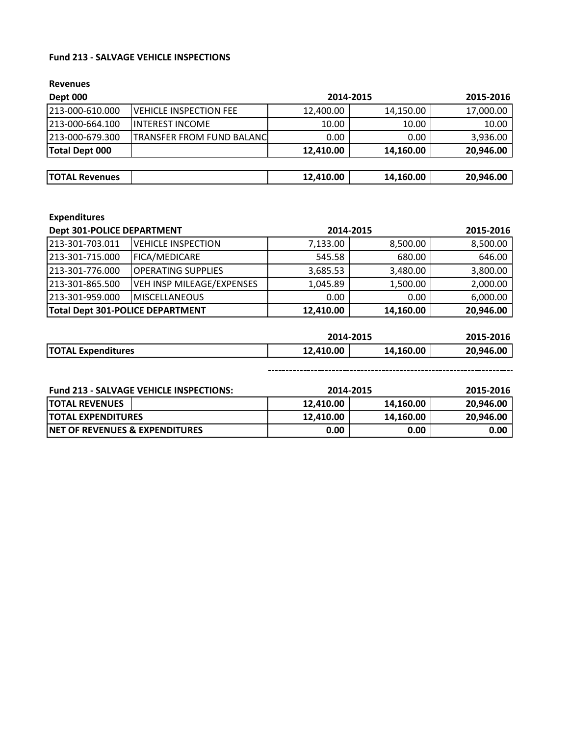**Fund 213 - SALVAGE VEHICLE INSPECTIONS**

**Revenues**

| **Dept 000** | | **2014-2015** | | **2015-2016** |
|---|---|---|---|---|
| 213-000-610.000 | VEHICLE INSPECTION FEE | 12,400.00 | 14,150.00 | 17,000.00 |
| 213-000-664.100 | INTEREST INCOME | 10.00 | 10.00 | 10.00 |
| 213-000-679.300 | TRANSFER FROM FUND BALANC | 0.00 | 0.00 | 3,936.00 |
| **Total Dept 000** | | **12,410.00** | **14,160.00** | **20,946.00** |
| | | | | |
| **TOTAL Revenues** | | **12,410.00** | **14,160.00** | **20,946.00** |

**Expenditures**

| **Dept 301-POLICE DEPARTMENT** | | **2014-2015** | | **2015-2016** |
|---|---|---|---|---|
| 213-301-703.011 | VEHICLE INSPECTION | 7,133.00 | 8,500.00 | 8,500.00 |
| 213-301-715.000 | FICA/MEDICARE | 545.58 | 680.00 | 646.00 |
| 213-301-776.000 | OPERATING SUPPLIES | 3,685.53 | 3,480.00 | 3,800.00 |
| 213-301-865.500 | VEH INSP MILEAGE/EXPENSES | 1,045.89 | 1,500.00 | 2,000.00 |
| 213-301-959.000 | MISCELLANEOUS | 0.00 | 0.00 | 6,000.00 |
| **Total Dept 301-POLICE DEPARTMENT** | | **12,410.00** | **14,160.00** | **20,946.00** |

| | **2014-2015** | | **2015-2016** |
|---|---|---|---|
| **TOTAL Expenditures** | **12,410.00** | **14,160.00** | **20,946.00** |

| **Fund 213 - SALVAGE VEHICLE INSPECTIONS:** | **2014-2015** | | **2015-2016** |
|---|---|---|---|
| **TOTAL REVENUES** | **12,410.00** | **14,160.00** | **20,946.00** |
| **TOTAL EXPENDITURES** | **12,410.00** | **14,160.00** | **20,946.00** |
| **NET OF REVENUES & EXPENDITURES** | **0.00** | **0.00** | **0.00** |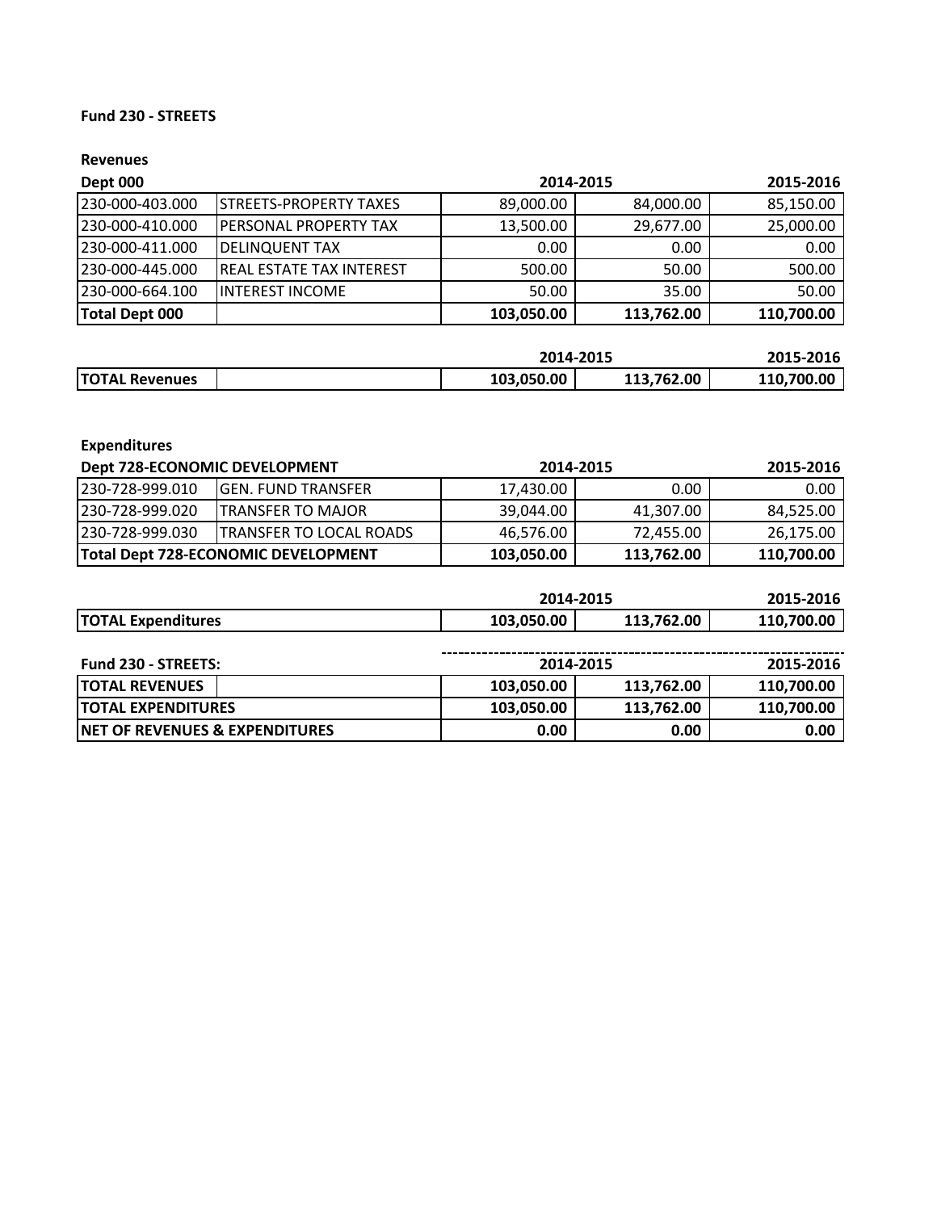**Fund 230 - STREETS**

**Revenues**

| Dept 000 | | 2014-2015 | | 2015-2016 |
|---|---|---|---|---|
| 230-000-403.000 | STREETS-PROPERTY TAXES | 89,000.00 | 84,000.00 | 85,150.00 |
| 230-000-410.000 | PERSONAL PROPERTY TAX | 13,500.00 | 29,677.00 | 25,000.00 |
| 230-000-411.000 | DELINQUENT TAX | 0.00 | 0.00 | 0.00 |
| 230-000-445.000 | REAL ESTATE TAX INTEREST | 500.00 | 50.00 | 500.00 |
| 230-000-664.100 | INTEREST INCOME | 50.00 | 35.00 | 50.00 |
| **Total Dept 000** | | **103,050.00** | **113,762.00** | **110,700.00** |

| | | 2014-2015 | | 2015-2016 |
|---|---|---|---|---|
| **TOTAL Revenues** | | **103,050.00** | **113,762.00** | **110,700.00** |

**Expenditures**

| Dept 728-ECONOMIC DEVELOPMENT | | 2014-2015 | | 2015-2016 |
|---|---|---|---|---|
| 230-728-999.010 | GEN. FUND TRANSFER | 17,430.00 | 0.00 | 0.00 |
| 230-728-999.020 | TRANSFER TO MAJOR | 39,044.00 | 41,307.00 | 84,525.00 |
| 230-728-999.030 | TRANSFER TO LOCAL ROADS | 46,576.00 | 72,455.00 | 26,175.00 |
| **Total Dept 728-ECONOMIC DEVELOPMENT** | | **103,050.00** | **113,762.00** | **110,700.00** |

| | 2014-2015 | | 2015-2016 |
|---|---|---|---|
| **TOTAL Expenditures** | **103,050.00** | **113,762.00** | **110,700.00** |

| Fund 230 - STREETS: | 2014-2015 | | 2015-2016 |
|---|---|---|---|
| **TOTAL REVENUES** | **103,050.00** | **113,762.00** | **110,700.00** |
| **TOTAL EXPENDITURES** | **103,050.00** | **113,762.00** | **110,700.00** |
| **NET OF REVENUES & EXPENDITURES** | **0.00** | **0.00** | **0.00** |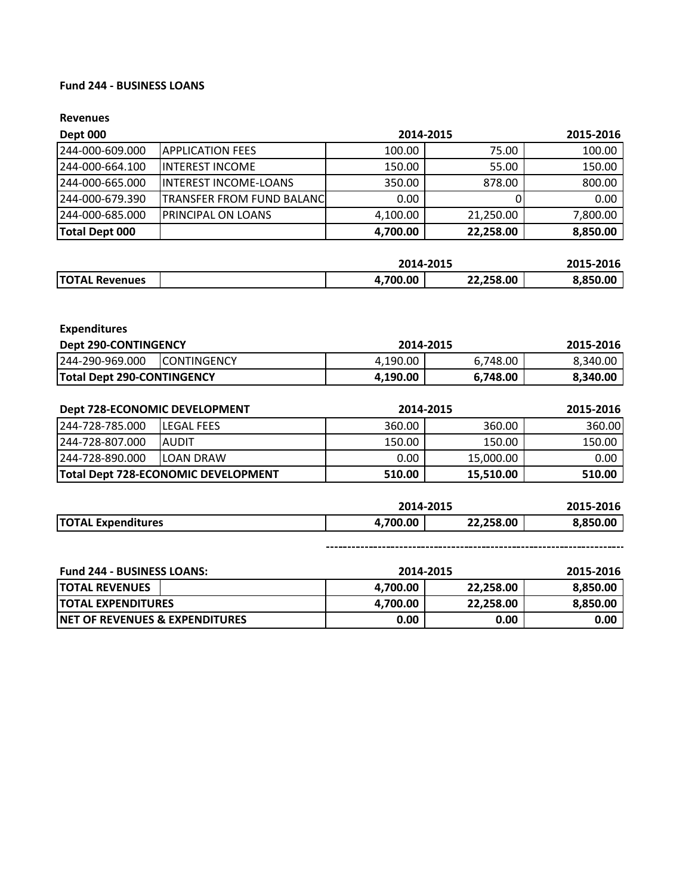**Fund 244 - BUSINESS LOANS**

**Revenues**

| Dept 000 | | 2014-2015 | | 2015-2016 |
|---|---|---|---|---|
| 244-000-609.000 | APPLICATION FEES | 100.00 | 75.00 | 100.00 |
| 244-000-664.100 | INTEREST INCOME | 150.00 | 55.00 | 150.00 |
| 244-000-665.000 | INTEREST INCOME-LOANS | 350.00 | 878.00 | 800.00 |
| 244-000-679.390 | TRANSFER FROM FUND BALANC | 0.00 | 0 | 0.00 |
| 244-000-685.000 | PRINCIPAL ON LOANS | 4,100.00 | 21,250.00 | 7,800.00 |
| **Total Dept 000** | | **4,700.00** | **22,258.00** | **8,850.00** |

| | | 2014-2015 | | 2015-2016 |
|---|---|---|---|---|
| **TOTAL Revenues** | | **4,700.00** | **22,258.00** | **8,850.00** |

**Expenditures**

| Dept 290-CONTINGENCY | | 2014-2015 | | 2015-2016 |
|---|---|---|---|---|
| 244-290-969.000 | CONTINGENCY | 4,190.00 | 6,748.00 | 8,340.00 |
| **Total Dept 290-CONTINGENCY** | | **4,190.00** | **6,748.00** | **8,340.00** |

| Dept 728-ECONOMIC DEVELOPMENT | | 2014-2015 | | 2015-2016 |
|---|---|---|---|---|
| 244-728-785.000 | LEGAL FEES | 360.00 | 360.00 | 360.00 |
| 244-728-807.000 | AUDIT | 150.00 | 150.00 | 150.00 |
| 244-728-890.000 | LOAN DRAW | 0.00 | 15,000.00 | 0.00 |
| **Total Dept 728-ECONOMIC DEVELOPMENT** | | **510.00** | **15,510.00** | **510.00** |

| | 2014-2015 | | 2015-2016 |
|---|---|---|---|
| **TOTAL Expenditures** | **4,700.00** | **22,258.00** | **8,850.00** |

| Fund 244 - BUSINESS LOANS: | 2014-2015 | | 2015-2016 |
|---|---|---|---|
| **TOTAL REVENUES** | **4,700.00** | **22,258.00** | **8,850.00** |
| **TOTAL EXPENDITURES** | **4,700.00** | **22,258.00** | **8,850.00** |
| **NET OF REVENUES & EXPENDITURES** | **0.00** | **0.00** | **0.00** |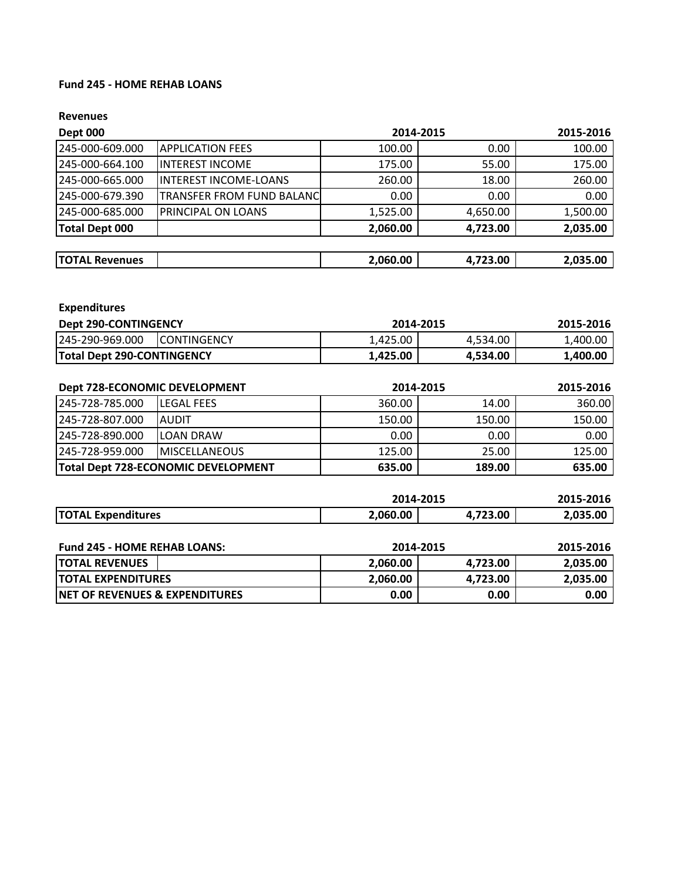**Fund 245 - HOME REHAB LOANS**

**Revenues**

| Dept 000 | | 2014-2015 | | 2015-2016 |
|---|---|---|---|---|
| 245-000-609.000 | APPLICATION FEES | 100.00 | 0.00 | 100.00 |
| 245-000-664.100 | INTEREST INCOME | 175.00 | 55.00 | 175.00 |
| 245-000-665.000 | INTEREST INCOME-LOANS | 260.00 | 18.00 | 260.00 |
| 245-000-679.390 | TRANSFER FROM FUND BALANC | 0.00 | 0.00 | 0.00 |
| 245-000-685.000 | PRINCIPAL ON LOANS | 1,525.00 | 4,650.00 | 1,500.00 |
| **Total Dept 000** | | **2,060.00** | **4,723.00** | **2,035.00** |

| | | | | |
|---|---|---|---|---|
| **TOTAL Revenues** | | **2,060.00** | **4,723.00** | **2,035.00** |

**Expenditures**

| Dept 290-CONTINGENCY | | 2014-2015 | | 2015-2016 |
|---|---|---|---|---|
| 245-290-969.000 | CONTINGENCY | 1,425.00 | 4,534.00 | 1,400.00 |
| **Total Dept 290-CONTINGENCY** | | **1,425.00** | **4,534.00** | **1,400.00** |

| Dept 728-ECONOMIC DEVELOPMENT | | 2014-2015 | | 2015-2016 |
|---|---|---|---|---|
| 245-728-785.000 | LEGAL FEES | 360.00 | 14.00 | 360.00 |
| 245-728-807.000 | AUDIT | 150.00 | 150.00 | 150.00 |
| 245-728-890.000 | LOAN DRAW | 0.00 | 0.00 | 0.00 |
| 245-728-959.000 | MISCELLANEOUS | 125.00 | 25.00 | 125.00 |
| **Total Dept 728-ECONOMIC DEVELOPMENT** | | **635.00** | **189.00** | **635.00** |

| | | 2014-2015 | | 2015-2016 |
|---|---|---|---|---|
| **TOTAL Expenditures** | | **2,060.00** | **4,723.00** | **2,035.00** |

| Fund 245 - HOME REHAB LOANS: | | 2014-2015 | | 2015-2016 |
|---|---|---|---|---|
| **TOTAL REVENUES** | | **2,060.00** | **4,723.00** | **2,035.00** |
| **TOTAL EXPENDITURES** | | **2,060.00** | **4,723.00** | **2,035.00** |
| **NET OF REVENUES & EXPENDITURES** | | **0.00** | **0.00** | **0.00** |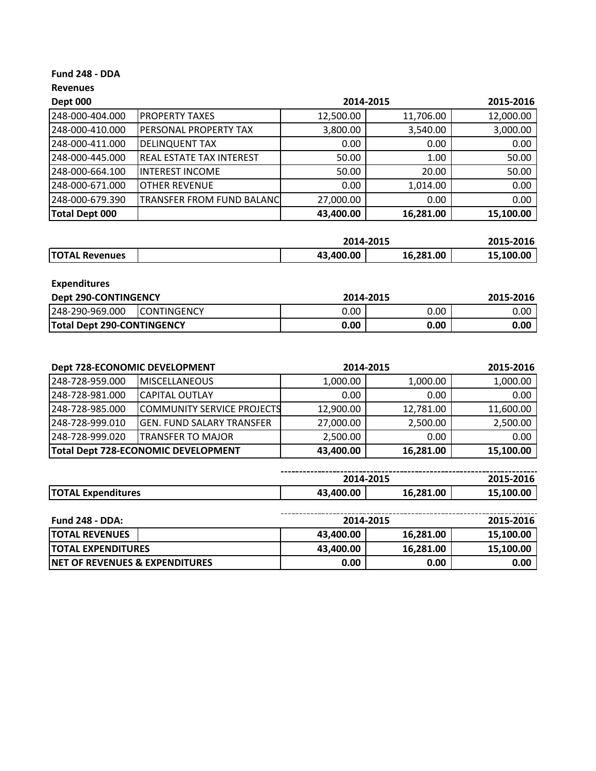**Fund 248 - DDA**

**Revenues**

| **Dept 000** | | **2014-2015** | | **2015-2016** |
|---|---|---|---|---|
| 248-000-404.000 | PROPERTY TAXES | 12,500.00 | 11,706.00 | 12,000.00 |
| 248-000-410.000 | PERSONAL PROPERTY TAX | 3,800.00 | 3,540.00 | 3,000.00 |
| 248-000-411.000 | DELINQUENT TAX | 0.00 | 0.00 | 0.00 |
| 248-000-445.000 | REAL ESTATE TAX INTEREST | 50.00 | 1.00 | 50.00 |
| 248-000-664.100 | INTEREST INCOME | 50.00 | 20.00 | 50.00 |
| 248-000-671.000 | OTHER REVENUE | 0.00 | 1,014.00 | 0.00 |
| 248-000-679.390 | TRANSFER FROM FUND BALANC | 27,000.00 | 0.00 | 0.00 |
| **Total Dept 000** | | **43,400.00** | **16,281.00** | **15,100.00** |

| | | **2014-2015** | | **2015-2016** |
|---|---|---|---|---|
| **TOTAL Revenues** | | **43,400.00** | **16,281.00** | **15,100.00** |

**Expenditures**

| **Dept 290-CONTINGENCY** | | **2014-2015** | | **2015-2016** |
|---|---|---|---|---|
| 248-290-969.000 | CONTINGENCY | 0.00 | 0.00 | 0.00 |
| **Total Dept 290-CONTINGENCY** | | **0.00** | **0.00** | **0.00** |

| **Dept 728-ECONOMIC DEVELOPMENT** | | **2014-2015** | | **2015-2016** |
|---|---|---|---|---|
| 248-728-959.000 | MISCELLANEOUS | 1,000.00 | 1,000.00 | 1,000.00 |
| 248-728-981.000 | CAPITAL OUTLAY | 0.00 | 0.00 | 0.00 |
| 248-728-985.000 | COMMUNITY SERVICE PROJECTS | 12,900.00 | 12,781.00 | 11,600.00 |
| 248-728-999.010 | GEN. FUND SALARY TRANSFER | 27,000.00 | 2,500.00 | 2,500.00 |
| 248-728-999.020 | TRANSFER TO MAJOR | 2,500.00 | 0.00 | 0.00 |
| **Total Dept 728-ECONOMIC DEVELOPMENT** | | **43,400.00** | **16,281.00** | **15,100.00** |

| | **2014-2015** | | **2015-2016** |
|---|---|---|---|
| **TOTAL Expenditures** | **43,400.00** | **16,281.00** | **15,100.00** |

| **Fund 248 - DDA:** | **2014-2015** | | **2015-2016** |
|---|---|---|---|
| **TOTAL REVENUES** | **43,400.00** | **16,281.00** | **15,100.00** |
| **TOTAL EXPENDITURES** | **43,400.00** | **16,281.00** | **15,100.00** |
| **NET OF REVENUES & EXPENDITURES** | **0.00** | **0.00** | **0.00** |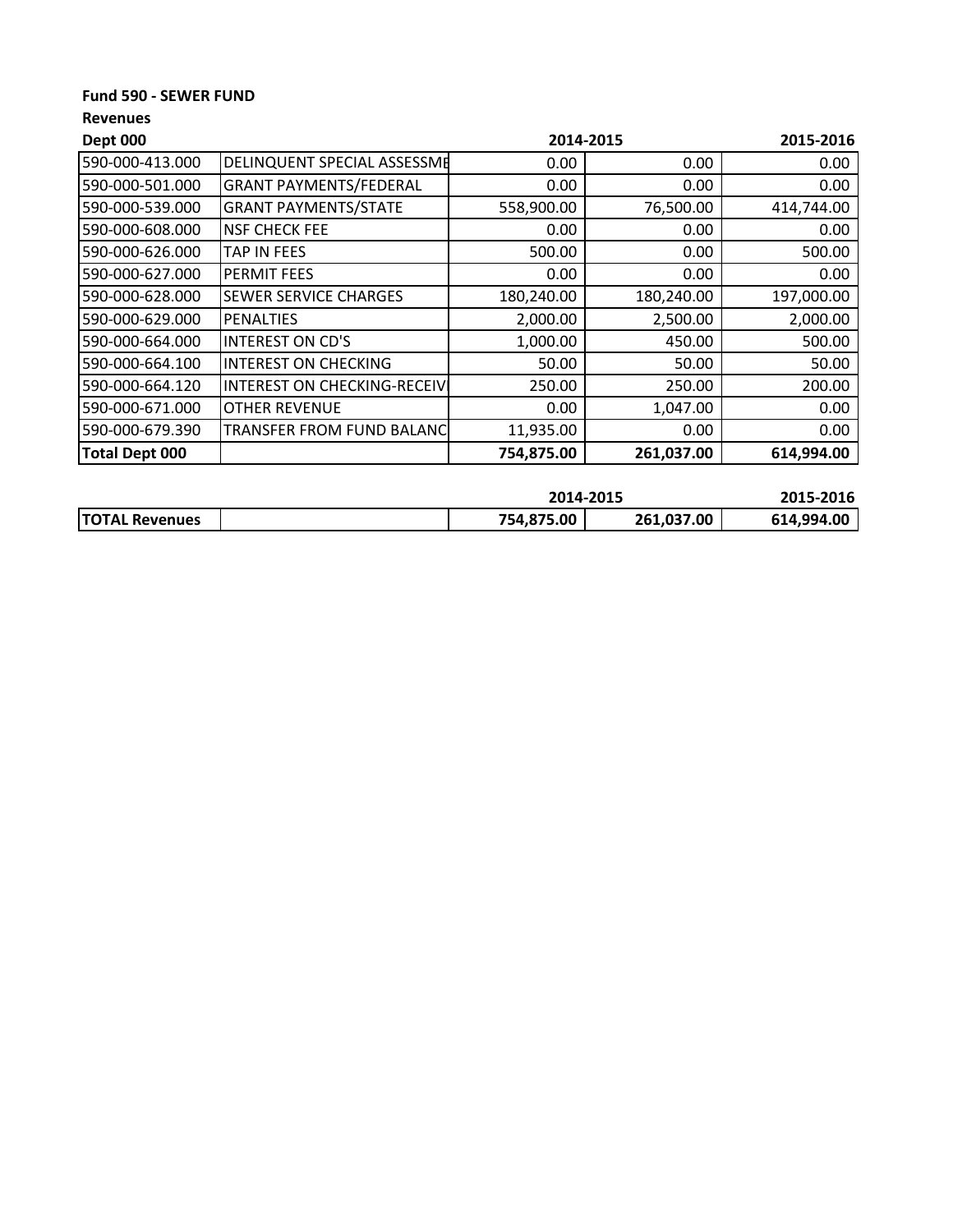**Fund 590 - SEWER FUND**

**Revenues**

| **Dept 000** | | **2014-2015** | | **2015-2016** |
|---|---|---|---|---|
| 590-000-413.000 | DELINQUENT SPECIAL ASSESSME | 0.00 | 0.00 | 0.00 |
| 590-000-501.000 | GRANT PAYMENTS/FEDERAL | 0.00 | 0.00 | 0.00 |
| 590-000-539.000 | GRANT PAYMENTS/STATE | 558,900.00 | 76,500.00 | 414,744.00 |
| 590-000-608.000 | NSF CHECK FEE | 0.00 | 0.00 | 0.00 |
| 590-000-626.000 | TAP IN FEES | 500.00 | 0.00 | 500.00 |
| 590-000-627.000 | PERMIT FEES | 0.00 | 0.00 | 0.00 |
| 590-000-628.000 | SEWER SERVICE CHARGES | 180,240.00 | 180,240.00 | 197,000.00 |
| 590-000-629.000 | PENALTIES | 2,000.00 | 2,500.00 | 2,000.00 |
| 590-000-664.000 | INTEREST ON CD'S | 1,000.00 | 450.00 | 500.00 |
| 590-000-664.100 | INTEREST ON CHECKING | 50.00 | 50.00 | 50.00 |
| 590-000-664.120 | INTEREST ON CHECKING-RECEIV | 250.00 | 250.00 | 200.00 |
| 590-000-671.000 | OTHER REVENUE | 0.00 | 1,047.00 | 0.00 |
| 590-000-679.390 | TRANSFER FROM FUND BALANC | 11,935.00 | 0.00 | 0.00 |
| **Total Dept 000** | | **754,875.00** | **261,037.00** | **614,994.00** |

| | | **2014-2015** | | **2015-2016** |
|---|---|---|---|---|
| **TOTAL Revenues** | | **754,875.00** | **261,037.00** | **614,994.00** |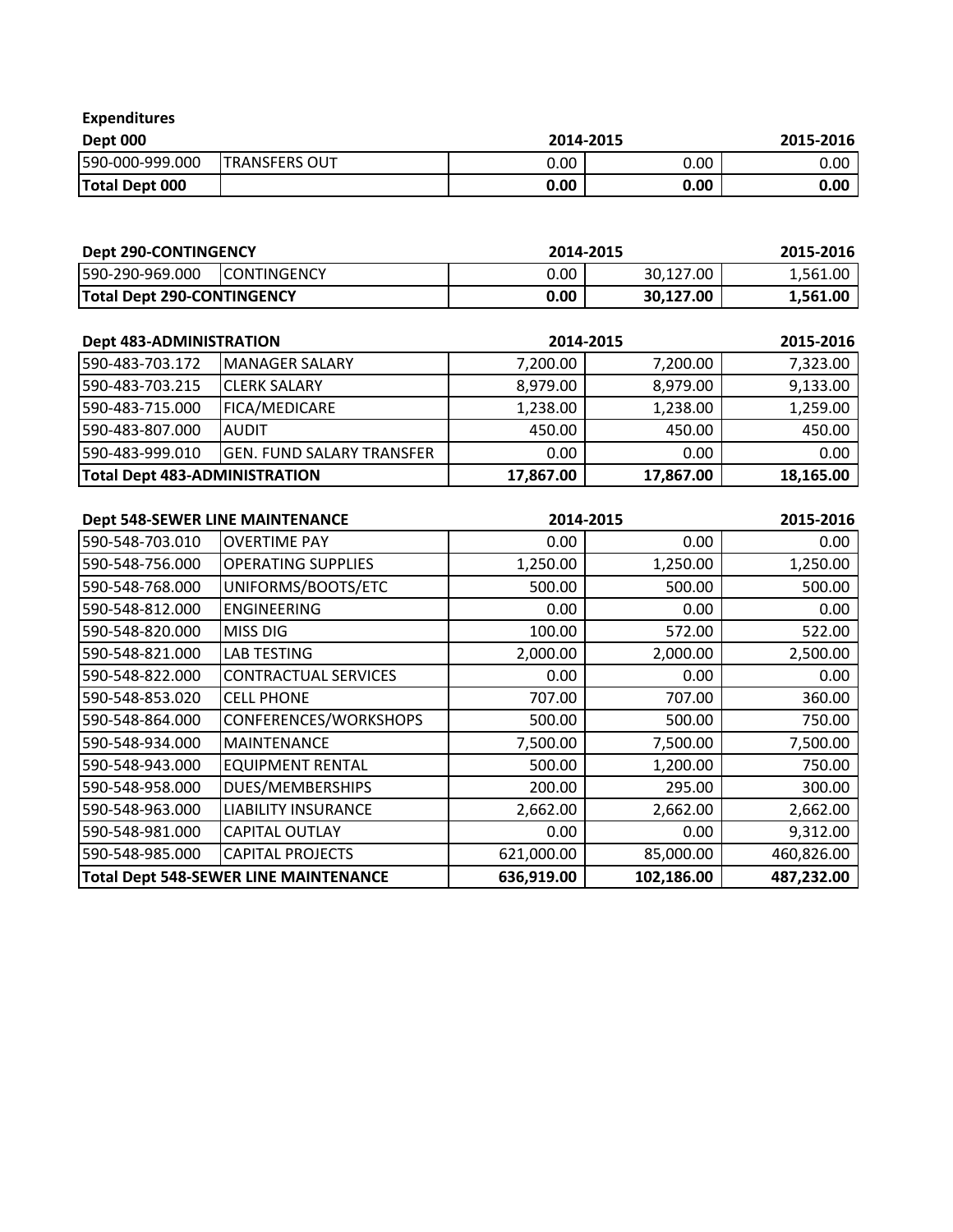**Expenditures**

| Dept 000 | | 2014-2015 | | 2015-2016 |
|---|---|---|---|---|
| 590-000-999.000 | TRANSFERS OUT | 0.00 | 0.00 | 0.00 |
| **Total Dept 000** | | **0.00** | **0.00** | **0.00** |

| Dept 290-CONTINGENCY | | 2014-2015 | | 2015-2016 |
|---|---|---|---|---|
| 590-290-969.000 | CONTINGENCY | 0.00 | 30,127.00 | 1,561.00 |
| **Total Dept 290-CONTINGENCY** | | **0.00** | **30,127.00** | **1,561.00** |

| Dept 483-ADMINISTRATION | | 2014-2015 | | 2015-2016 |
|---|---|---|---|---|
| 590-483-703.172 | MANAGER SALARY | 7,200.00 | 7,200.00 | 7,323.00 |
| 590-483-703.215 | CLERK SALARY | 8,979.00 | 8,979.00 | 9,133.00 |
| 590-483-715.000 | FICA/MEDICARE | 1,238.00 | 1,238.00 | 1,259.00 |
| 590-483-807.000 | AUDIT | 450.00 | 450.00 | 450.00 |
| 590-483-999.010 | GEN. FUND SALARY TRANSFER | 0.00 | 0.00 | 0.00 |
| **Total Dept 483-ADMINISTRATION** | | **17,867.00** | **17,867.00** | **18,165.00** |

| Dept 548-SEWER LINE MAINTENANCE | | 2014-2015 | | 2015-2016 |
|---|---|---|---|---|
| 590-548-703.010 | OVERTIME PAY | 0.00 | 0.00 | 0.00 |
| 590-548-756.000 | OPERATING SUPPLIES | 1,250.00 | 1,250.00 | 1,250.00 |
| 590-548-768.000 | UNIFORMS/BOOTS/ETC | 500.00 | 500.00 | 500.00 |
| 590-548-812.000 | ENGINEERING | 0.00 | 0.00 | 0.00 |
| 590-548-820.000 | MISS DIG | 100.00 | 572.00 | 522.00 |
| 590-548-821.000 | LAB TESTING | 2,000.00 | 2,000.00 | 2,500.00 |
| 590-548-822.000 | CONTRACTUAL SERVICES | 0.00 | 0.00 | 0.00 |
| 590-548-853.020 | CELL PHONE | 707.00 | 707.00 | 360.00 |
| 590-548-864.000 | CONFERENCES/WORKSHOPS | 500.00 | 500.00 | 750.00 |
| 590-548-934.000 | MAINTENANCE | 7,500.00 | 7,500.00 | 7,500.00 |
| 590-548-943.000 | EQUIPMENT RENTAL | 500.00 | 1,200.00 | 750.00 |
| 590-548-958.000 | DUES/MEMBERSHIPS | 200.00 | 295.00 | 300.00 |
| 590-548-963.000 | LIABILITY INSURANCE | 2,662.00 | 2,662.00 | 2,662.00 |
| 590-548-981.000 | CAPITAL OUTLAY | 0.00 | 0.00 | 9,312.00 |
| 590-548-985.000 | CAPITAL PROJECTS | 621,000.00 | 85,000.00 | 460,826.00 |
| **Total Dept 548-SEWER LINE MAINTENANCE** | | **636,919.00** | **102,186.00** | **487,232.00** |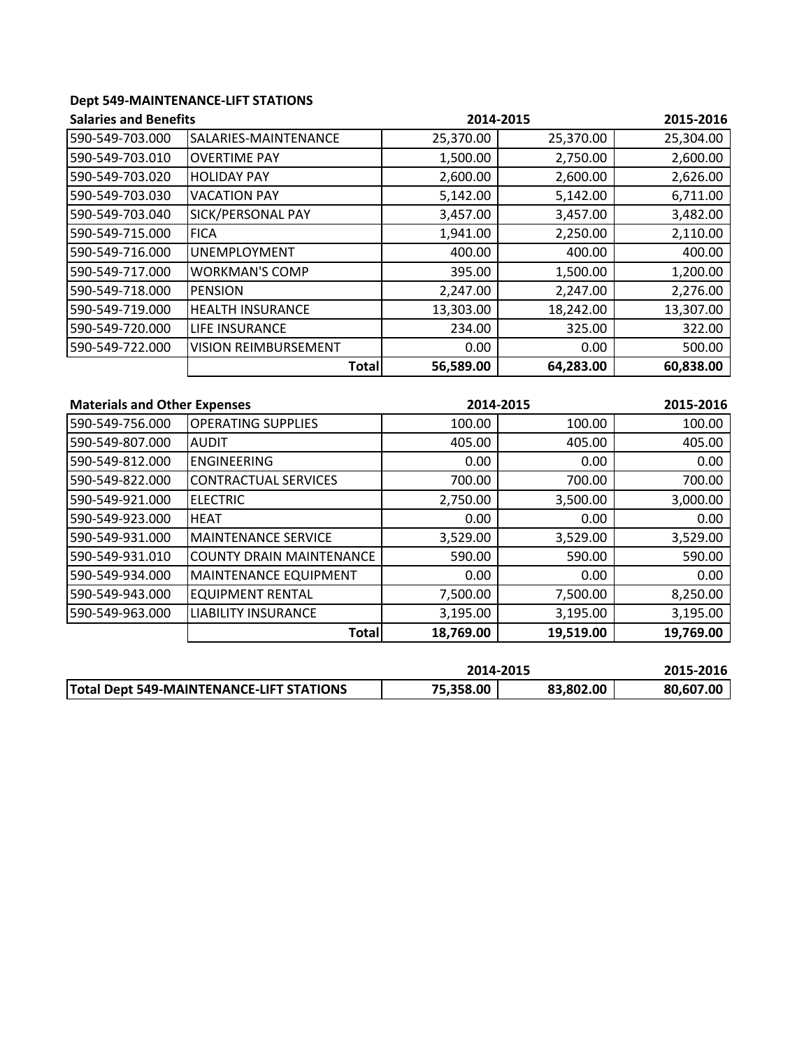**Dept 549-MAINTENANCE-LIFT STATIONS**

| Salaries and Benefits | | 2014-2015 | | 2015-2016 |
|---|---|---|---|---|
| 590-549-703.000 | SALARIES-MAINTENANCE | 25,370.00 | 25,370.00 | 25,304.00 |
| 590-549-703.010 | OVERTIME PAY | 1,500.00 | 2,750.00 | 2,600.00 |
| 590-549-703.020 | HOLIDAY PAY | 2,600.00 | 2,600.00 | 2,626.00 |
| 590-549-703.030 | VACATION PAY | 5,142.00 | 5,142.00 | 6,711.00 |
| 590-549-703.040 | SICK/PERSONAL PAY | 3,457.00 | 3,457.00 | 3,482.00 |
| 590-549-715.000 | FICA | 1,941.00 | 2,250.00 | 2,110.00 |
| 590-549-716.000 | UNEMPLOYMENT | 400.00 | 400.00 | 400.00 |
| 590-549-717.000 | WORKMAN'S COMP | 395.00 | 1,500.00 | 1,200.00 |
| 590-549-718.000 | PENSION | 2,247.00 | 2,247.00 | 2,276.00 |
| 590-549-719.000 | HEALTH INSURANCE | 13,303.00 | 18,242.00 | 13,307.00 |
| 590-549-720.000 | LIFE INSURANCE | 234.00 | 325.00 | 322.00 |
| 590-549-722.000 | VISION REIMBURSEMENT | 0.00 | 0.00 | 500.00 |
| | **Total** | **56,589.00** | **64,283.00** | **60,838.00** |

| Materials and Other Expenses | | 2014-2015 | | 2015-2016 |
|---|---|---|---|---|
| 590-549-756.000 | OPERATING SUPPLIES | 100.00 | 100.00 | 100.00 |
| 590-549-807.000 | AUDIT | 405.00 | 405.00 | 405.00 |
| 590-549-812.000 | ENGINEERING | 0.00 | 0.00 | 0.00 |
| 590-549-822.000 | CONTRACTUAL SERVICES | 700.00 | 700.00 | 700.00 |
| 590-549-921.000 | ELECTRIC | 2,750.00 | 3,500.00 | 3,000.00 |
| 590-549-923.000 | HEAT | 0.00 | 0.00 | 0.00 |
| 590-549-931.000 | MAINTENANCE SERVICE | 3,529.00 | 3,529.00 | 3,529.00 |
| 590-549-931.010 | COUNTY DRAIN MAINTENANCE | 590.00 | 590.00 | 590.00 |
| 590-549-934.000 | MAINTENANCE EQUIPMENT | 0.00 | 0.00 | 0.00 |
| 590-549-943.000 | EQUIPMENT RENTAL | 7,500.00 | 7,500.00 | 8,250.00 |
| 590-549-963.000 | LIABILITY INSURANCE | 3,195.00 | 3,195.00 | 3,195.00 |
| | **Total** | **18,769.00** | **19,519.00** | **19,769.00** |

| | 2014-2015 | | 2015-2016 |
|---|---|---|---|
| **Total Dept 549-MAINTENANCE-LIFT STATIONS** | **75,358.00** | **83,802.00** | **80,607.00** |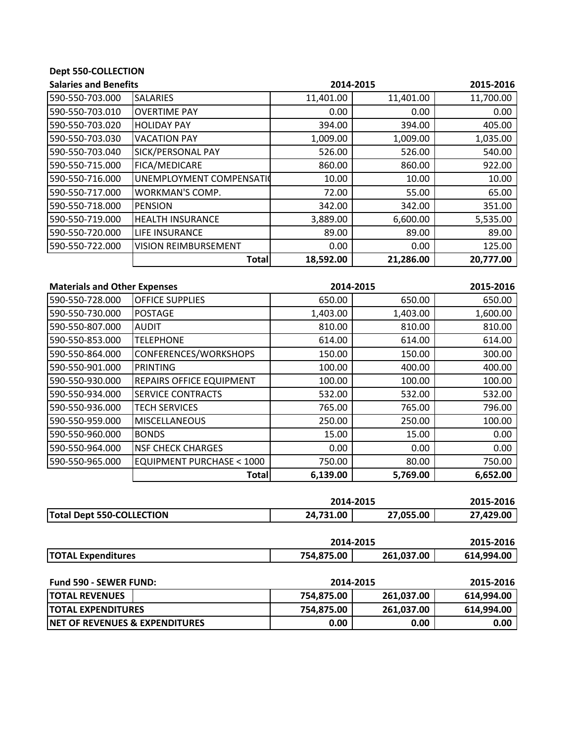**Dept 550-COLLECTION**

| Salaries and Benefits | | 2014-2015 | | 2015-2016 |
|---|---|---|---|---|
| 590-550-703.000 | SALARIES | 11,401.00 | 11,401.00 | 11,700.00 |
| 590-550-703.010 | OVERTIME PAY | 0.00 | 0.00 | 0.00 |
| 590-550-703.020 | HOLIDAY PAY | 394.00 | 394.00 | 405.00 |
| 590-550-703.030 | VACATION PAY | 1,009.00 | 1,009.00 | 1,035.00 |
| 590-550-703.040 | SICK/PERSONAL PAY | 526.00 | 526.00 | 540.00 |
| 590-550-715.000 | FICA/MEDICARE | 860.00 | 860.00 | 922.00 |
| 590-550-716.000 | UNEMPLOYMENT COMPENSATI | 10.00 | 10.00 | 10.00 |
| 590-550-717.000 | WORKMAN'S COMP. | 72.00 | 55.00 | 65.00 |
| 590-550-718.000 | PENSION | 342.00 | 342.00 | 351.00 |
| 590-550-719.000 | HEALTH INSURANCE | 3,889.00 | 6,600.00 | 5,535.00 |
| 590-550-720.000 | LIFE INSURANCE | 89.00 | 89.00 | 89.00 |
| 590-550-722.000 | VISION REIMBURSEMENT | 0.00 | 0.00 | 125.00 |
| | **Total** | **18,592.00** | **21,286.00** | **20,777.00** |

| Materials and Other Expenses | | 2014-2015 | | 2015-2016 |
|---|---|---|---|---|
| 590-550-728.000 | OFFICE SUPPLIES | 650.00 | 650.00 | 650.00 |
| 590-550-730.000 | POSTAGE | 1,403.00 | 1,403.00 | 1,600.00 |
| 590-550-807.000 | AUDIT | 810.00 | 810.00 | 810.00 |
| 590-550-853.000 | TELEPHONE | 614.00 | 614.00 | 614.00 |
| 590-550-864.000 | CONFERENCES/WORKSHOPS | 150.00 | 150.00 | 300.00 |
| 590-550-901.000 | PRINTING | 100.00 | 400.00 | 400.00 |
| 590-550-930.000 | REPAIRS OFFICE EQUIPMENT | 100.00 | 100.00 | 100.00 |
| 590-550-934.000 | SERVICE CONTRACTS | 532.00 | 532.00 | 532.00 |
| 590-550-936.000 | TECH SERVICES | 765.00 | 765.00 | 796.00 |
| 590-550-959.000 | MISCELLANEOUS | 250.00 | 250.00 | 100.00 |
| 590-550-960.000 | BONDS | 15.00 | 15.00 | 0.00 |
| 590-550-964.000 | NSF CHECK CHARGES | 0.00 | 0.00 | 0.00 |
| 590-550-965.000 | EQUIPMENT PURCHASE < 1000 | 750.00 | 80.00 | 750.00 |
| | **Total** | **6,139.00** | **5,769.00** | **6,652.00** |

| | 2014-2015 | | 2015-2016 |
|---|---|---|---|
| **Total Dept 550-COLLECTION** | **24,731.00** | **27,055.00** | **27,429.00** |

| | 2014-2015 | | 2015-2016 |
|---|---|---|---|
| **TOTAL Expenditures** | **754,875.00** | **261,037.00** | **614,994.00** |

| Fund 590 - SEWER FUND: | 2014-2015 | | 2015-2016 |
|---|---|---|---|
| **TOTAL REVENUES** | **754,875.00** | **261,037.00** | **614,994.00** |
| **TOTAL EXPENDITURES** | **754,875.00** | **261,037.00** | **614,994.00** |
| **NET OF REVENUES & EXPENDITURES** | **0.00** | **0.00** | **0.00** |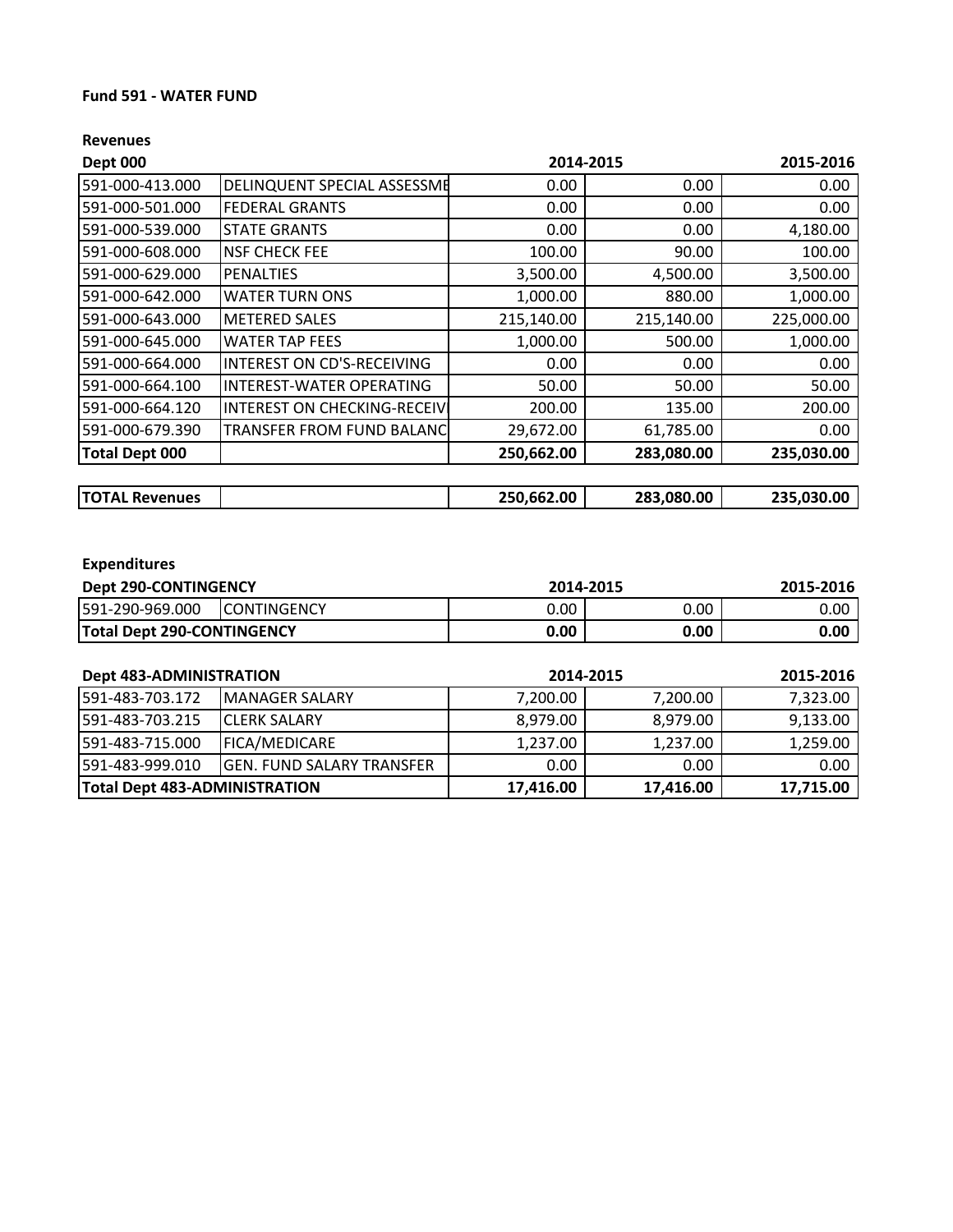**Fund 591 - WATER FUND**

**Revenues**

| **Dept 000** | | **2014-2015** | | **2015-2016** |
|---|---|---|---|---|
| 591-000-413.000 | DELINQUENT SPECIAL ASSESSME | 0.00 | 0.00 | 0.00 |
| 591-000-501.000 | FEDERAL GRANTS | 0.00 | 0.00 | 0.00 |
| 591-000-539.000 | STATE GRANTS | 0.00 | 0.00 | 4,180.00 |
| 591-000-608.000 | NSF CHECK FEE | 100.00 | 90.00 | 100.00 |
| 591-000-629.000 | PENALTIES | 3,500.00 | 4,500.00 | 3,500.00 |
| 591-000-642.000 | WATER TURN ONS | 1,000.00 | 880.00 | 1,000.00 |
| 591-000-643.000 | METERED SALES | 215,140.00 | 215,140.00 | 225,000.00 |
| 591-000-645.000 | WATER TAP FEES | 1,000.00 | 500.00 | 1,000.00 |
| 591-000-664.000 | INTEREST ON CD'S-RECEIVING | 0.00 | 0.00 | 0.00 |
| 591-000-664.100 | INTEREST-WATER OPERATING | 50.00 | 50.00 | 50.00 |
| 591-000-664.120 | INTEREST ON CHECKING-RECEIV | 200.00 | 135.00 | 200.00 |
| 591-000-679.390 | TRANSFER FROM FUND BALANC | 29,672.00 | 61,785.00 | 0.00 |
| **Total Dept 000** | | **250,662.00** | **283,080.00** | **235,030.00** |

| **TOTAL Revenues** | | **250,662.00** | **283,080.00** | **235,030.00** |
|---|---|---|---|---|

**Expenditures**

| **Dept 290-CONTINGENCY** | | **2014-2015** | | **2015-2016** |
|---|---|---|---|---|
| 591-290-969.000 | CONTINGENCY | 0.00 | 0.00 | 0.00 |
| **Total Dept 290-CONTINGENCY** | | **0.00** | **0.00** | **0.00** |

| **Dept 483-ADMINISTRATION** | | **2014-2015** | | **2015-2016** |
|---|---|---|---|---|
| 591-483-703.172 | MANAGER SALARY | 7,200.00 | 7,200.00 | 7,323.00 |
| 591-483-703.215 | CLERK SALARY | 8,979.00 | 8,979.00 | 9,133.00 |
| 591-483-715.000 | FICA/MEDICARE | 1,237.00 | 1,237.00 | 1,259.00 |
| 591-483-999.010 | GEN. FUND SALARY TRANSFER | 0.00 | 0.00 | 0.00 |
| **Total Dept 483-ADMINISTRATION** | | **17,416.00** | **17,416.00** | **17,715.00** |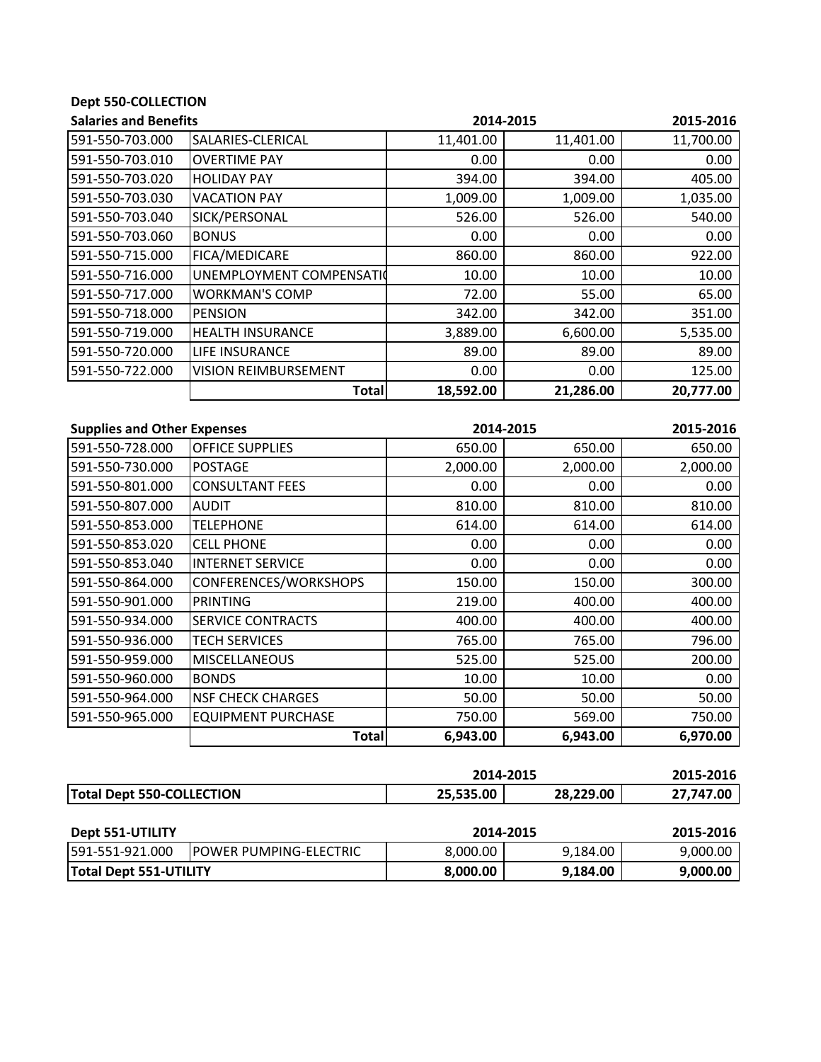**Dept 550-COLLECTION**

| Salaries and Benefits | | 2014-2015 | | 2015-2016 |
|---|---|---|---|---|
| 591-550-703.000 | SALARIES-CLERICAL | 11,401.00 | 11,401.00 | 11,700.00 |
| 591-550-703.010 | OVERTIME PAY | 0.00 | 0.00 | 0.00 |
| 591-550-703.020 | HOLIDAY PAY | 394.00 | 394.00 | 405.00 |
| 591-550-703.030 | VACATION PAY | 1,009.00 | 1,009.00 | 1,035.00 |
| 591-550-703.040 | SICK/PERSONAL | 526.00 | 526.00 | 540.00 |
| 591-550-703.060 | BONUS | 0.00 | 0.00 | 0.00 |
| 591-550-715.000 | FICA/MEDICARE | 860.00 | 860.00 | 922.00 |
| 591-550-716.000 | UNEMPLOYMENT COMPENSATI( | 10.00 | 10.00 | 10.00 |
| 591-550-717.000 | WORKMAN'S COMP | 72.00 | 55.00 | 65.00 |
| 591-550-718.000 | PENSION | 342.00 | 342.00 | 351.00 |
| 591-550-719.000 | HEALTH INSURANCE | 3,889.00 | 6,600.00 | 5,535.00 |
| 591-550-720.000 | LIFE INSURANCE | 89.00 | 89.00 | 89.00 |
| 591-550-722.000 | VISION REIMBURSEMENT | 0.00 | 0.00 | 125.00 |
| | **Total** | **18,592.00** | **21,286.00** | **20,777.00** |

| Supplies and Other Expenses | | 2014-2015 | | 2015-2016 |
|---|---|---|---|---|
| 591-550-728.000 | OFFICE SUPPLIES | 650.00 | 650.00 | 650.00 |
| 591-550-730.000 | POSTAGE | 2,000.00 | 2,000.00 | 2,000.00 |
| 591-550-801.000 | CONSULTANT FEES | 0.00 | 0.00 | 0.00 |
| 591-550-807.000 | AUDIT | 810.00 | 810.00 | 810.00 |
| 591-550-853.000 | TELEPHONE | 614.00 | 614.00 | 614.00 |
| 591-550-853.020 | CELL PHONE | 0.00 | 0.00 | 0.00 |
| 591-550-853.040 | INTERNET SERVICE | 0.00 | 0.00 | 0.00 |
| 591-550-864.000 | CONFERENCES/WORKSHOPS | 150.00 | 150.00 | 300.00 |
| 591-550-901.000 | PRINTING | 219.00 | 400.00 | 400.00 |
| 591-550-934.000 | SERVICE CONTRACTS | 400.00 | 400.00 | 400.00 |
| 591-550-936.000 | TECH SERVICES | 765.00 | 765.00 | 796.00 |
| 591-550-959.000 | MISCELLANEOUS | 525.00 | 525.00 | 200.00 |
| 591-550-960.000 | BONDS | 10.00 | 10.00 | 0.00 |
| 591-550-964.000 | NSF CHECK CHARGES | 50.00 | 50.00 | 50.00 |
| 591-550-965.000 | EQUIPMENT PURCHASE | 750.00 | 569.00 | 750.00 |
| | **Total** | **6,943.00** | **6,943.00** | **6,970.00** |

| | 2014-2015 | | 2015-2016 |
|---|---|---|---|
| **Total Dept 550-COLLECTION** | **25,535.00** | **28,229.00** | **27,747.00** |

| Dept 551-UTILITY | | 2014-2015 | | 2015-2016 |
|---|---|---|---|---|
| 591-551-921.000 | POWER PUMPING-ELECTRIC | 8,000.00 | 9,184.00 | 9,000.00 |
| **Total Dept 551-UTILITY** | | **8,000.00** | **9,184.00** | **9,000.00** |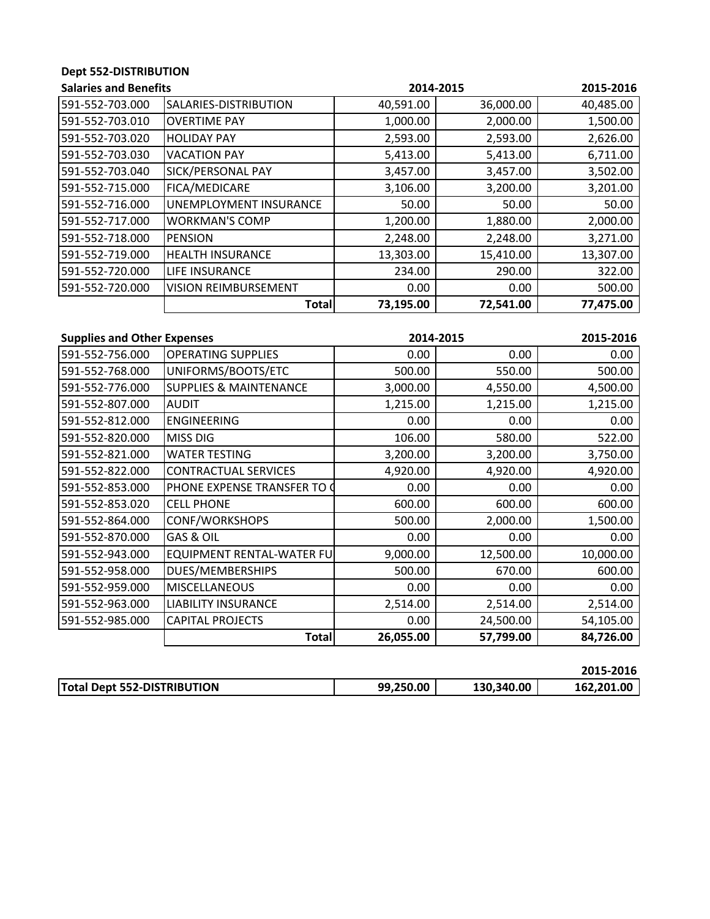**Dept 552-DISTRIBUTION**

| Salaries and Benefits | | 2014-2015 | | 2015-2016 |
|---|---|---|---|---|
| 591-552-703.000 | SALARIES-DISTRIBUTION | 40,591.00 | 36,000.00 | 40,485.00 |
| 591-552-703.010 | OVERTIME PAY | 1,000.00 | 2,000.00 | 1,500.00 |
| 591-552-703.020 | HOLIDAY PAY | 2,593.00 | 2,593.00 | 2,626.00 |
| 591-552-703.030 | VACATION PAY | 5,413.00 | 5,413.00 | 6,711.00 |
| 591-552-703.040 | SICK/PERSONAL PAY | 3,457.00 | 3,457.00 | 3,502.00 |
| 591-552-715.000 | FICA/MEDICARE | 3,106.00 | 3,200.00 | 3,201.00 |
| 591-552-716.000 | UNEMPLOYMENT INSURANCE | 50.00 | 50.00 | 50.00 |
| 591-552-717.000 | WORKMAN'S COMP | 1,200.00 | 1,880.00 | 2,000.00 |
| 591-552-718.000 | PENSION | 2,248.00 | 2,248.00 | 3,271.00 |
| 591-552-719.000 | HEALTH INSURANCE | 13,303.00 | 15,410.00 | 13,307.00 |
| 591-552-720.000 | LIFE INSURANCE | 234.00 | 290.00 | 322.00 |
| 591-552-720.000 | VISION REIMBURSEMENT | 0.00 | 0.00 | 500.00 |
| | **Total** | **73,195.00** | **72,541.00** | **77,475.00** |

| Supplies and Other Expenses | | 2014-2015 | | 2015-2016 |
|---|---|---|---|---|
| 591-552-756.000 | OPERATING SUPPLIES | 0.00 | 0.00 | 0.00 |
| 591-552-768.000 | UNIFORMS/BOOTS/ETC | 500.00 | 550.00 | 500.00 |
| 591-552-776.000 | SUPPLIES & MAINTENANCE | 3,000.00 | 4,550.00 | 4,500.00 |
| 591-552-807.000 | AUDIT | 1,215.00 | 1,215.00 | 1,215.00 |
| 591-552-812.000 | ENGINEERING | 0.00 | 0.00 | 0.00 |
| 591-552-820.000 | MISS DIG | 106.00 | 580.00 | 522.00 |
| 591-552-821.000 | WATER TESTING | 3,200.00 | 3,200.00 | 3,750.00 |
| 591-552-822.000 | CONTRACTUAL SERVICES | 4,920.00 | 4,920.00 | 4,920.00 |
| 591-552-853.000 | PHONE EXPENSE TRANSFER TO ( | 0.00 | 0.00 | 0.00 |
| 591-552-853.020 | CELL PHONE | 600.00 | 600.00 | 600.00 |
| 591-552-864.000 | CONF/WORKSHOPS | 500.00 | 2,000.00 | 1,500.00 |
| 591-552-870.000 | GAS & OIL | 0.00 | 0.00 | 0.00 |
| 591-552-943.000 | EQUIPMENT RENTAL-WATER FU | 9,000.00 | 12,500.00 | 10,000.00 |
| 591-552-958.000 | DUES/MEMBERSHIPS | 500.00 | 670.00 | 600.00 |
| 591-552-959.000 | MISCELLANEOUS | 0.00 | 0.00 | 0.00 |
| 591-552-963.000 | LIABILITY INSURANCE | 2,514.00 | 2,514.00 | 2,514.00 |
| 591-552-985.000 | CAPITAL PROJECTS | 0.00 | 24,500.00 | 54,105.00 |
| | **Total** | **26,055.00** | **57,799.00** | **84,726.00** |

| | | | 2015-2016 |
|---|---|---|---|
| **Total Dept 552-DISTRIBUTION** | **99,250.00** | **130,340.00** | **162,201.00** |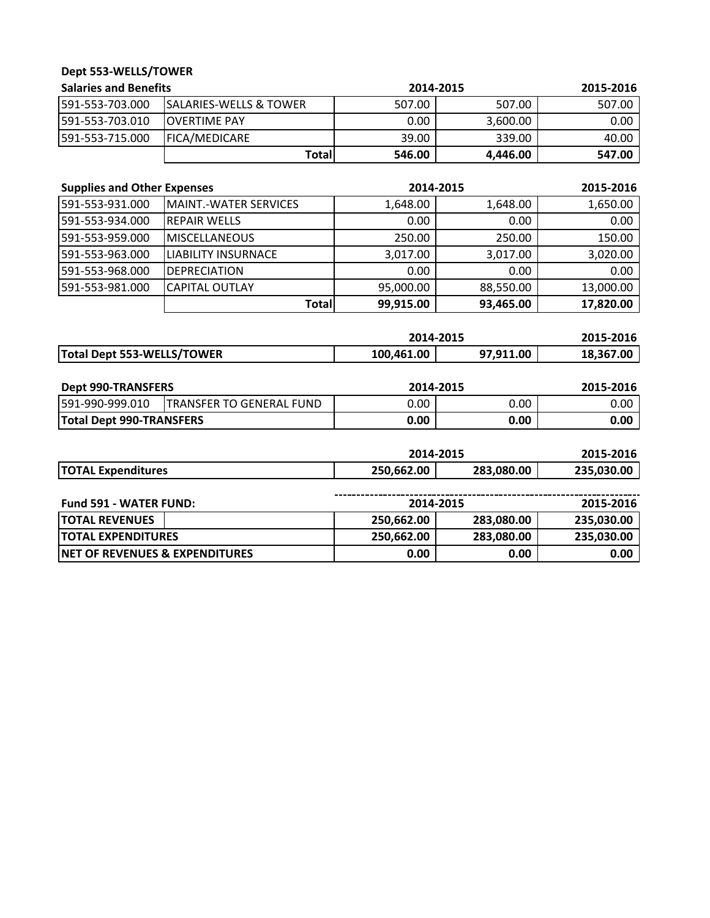## Dept 553-WELLS/TOWER

| Salaries and Benefits | | 2014-2015 | | 2015-2016 |
|---|---|---|---|---|
| 591-553-703.000 | SALARIES-WELLS & TOWER | 507.00 | 507.00 | 507.00 |
| 591-553-703.010 | OVERTIME PAY | 0.00 | 3,600.00 | 0.00 |
| 591-553-715.000 | FICA/MEDICARE | 39.00 | 339.00 | 40.00 |
| | **Total** | **546.00** | **4,446.00** | **547.00** |

| Supplies and Other Expenses | | 2014-2015 | | 2015-2016 |
|---|---|---|---|---|
| 591-553-931.000 | MAINT.-WATER SERVICES | 1,648.00 | 1,648.00 | 1,650.00 |
| 591-553-934.000 | REPAIR WELLS | 0.00 | 0.00 | 0.00 |
| 591-553-959.000 | MISCELLANEOUS | 250.00 | 250.00 | 150.00 |
| 591-553-963.000 | LIABILITY INSURNACE | 3,017.00 | 3,017.00 | 3,020.00 |
| 591-553-968.000 | DEPRECIATION | 0.00 | 0.00 | 0.00 |
| 591-553-981.000 | CAPITAL OUTLAY | 95,000.00 | 88,550.00 | 13,000.00 |
| | **Total** | **99,915.00** | **93,465.00** | **17,820.00** |

| | 2014-2015 | | 2015-2016 |
|---|---|---|---|
| **Total Dept 553-WELLS/TOWER** | **100,461.00** | **97,911.00** | **18,367.00** |

| Dept 990-TRANSFERS | | 2014-2015 | | 2015-2016 |
|---|---|---|---|---|
| 591-990-999.010 | TRANSFER TO GENERAL FUND | 0.00 | 0.00 | 0.00 |
| **Total Dept 990-TRANSFERS** | | **0.00** | **0.00** | **0.00** |

| | 2014-2015 | | 2015-2016 |
|---|---|---|---|
| **TOTAL Expenditures** | **250,662.00** | **283,080.00** | **235,030.00** |

| Fund 591 - WATER FUND: | 2014-2015 | | 2015-2016 |
|---|---|---|---|
| **TOTAL REVENUES** | **250,662.00** | **283,080.00** | **235,030.00** |
| **TOTAL EXPENDITURES** | **250,662.00** | **283,080.00** | **235,030.00** |
| **NET OF REVENUES & EXPENDITURES** | **0.00** | **0.00** | **0.00** |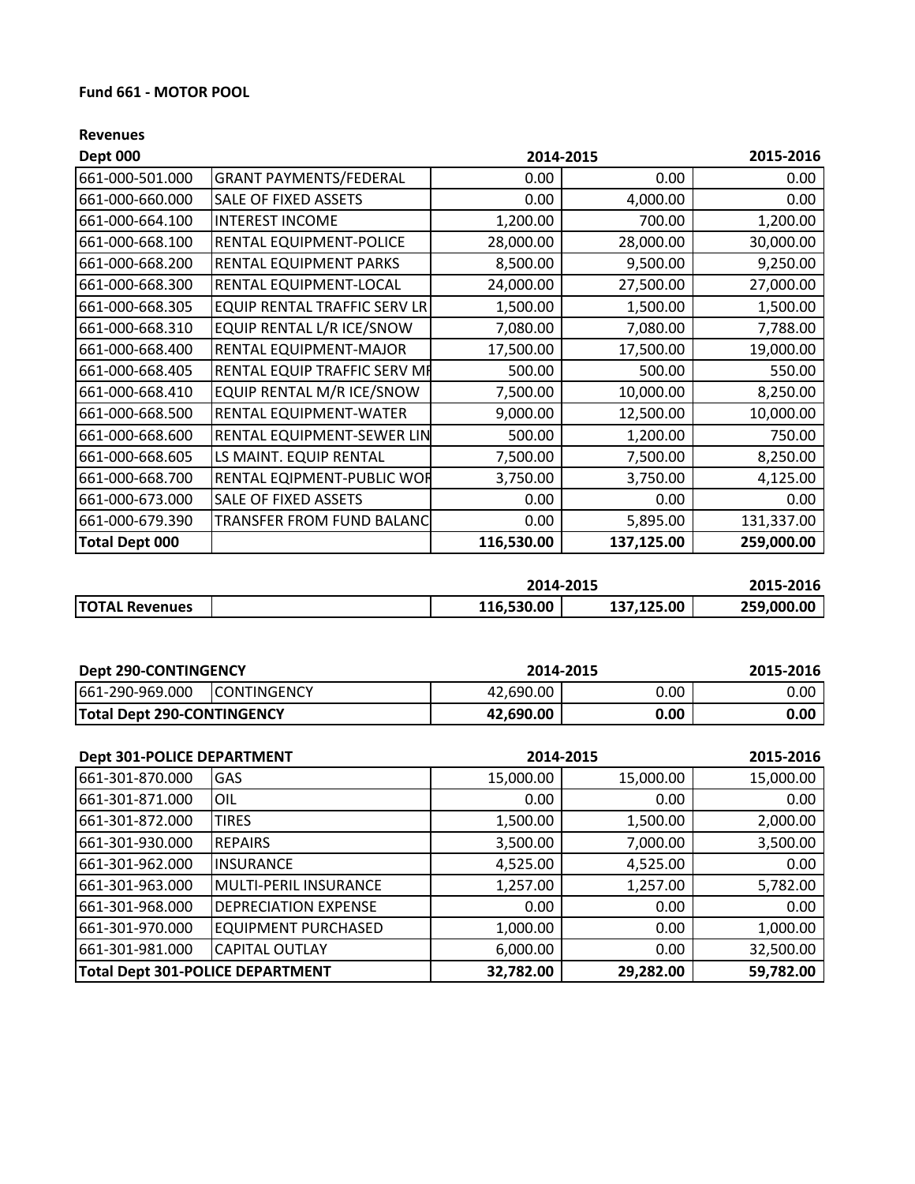**Fund 661 - MOTOR POOL**

**Revenues**

| Dept 000 | | 2014-2015 | | 2015-2016 |
|---|---|---|---|---|
| 661-000-501.000 | GRANT PAYMENTS/FEDERAL | 0.00 | 0.00 | 0.00 |
| 661-000-660.000 | SALE OF FIXED ASSETS | 0.00 | 4,000.00 | 0.00 |
| 661-000-664.100 | INTEREST INCOME | 1,200.00 | 700.00 | 1,200.00 |
| 661-000-668.100 | RENTAL EQUIPMENT-POLICE | 28,000.00 | 28,000.00 | 30,000.00 |
| 661-000-668.200 | RENTAL EQUIPMENT PARKS | 8,500.00 | 9,500.00 | 9,250.00 |
| 661-000-668.300 | RENTAL EQUIPMENT-LOCAL | 24,000.00 | 27,500.00 | 27,000.00 |
| 661-000-668.305 | EQUIP RENTAL TRAFFIC SERV LR | 1,500.00 | 1,500.00 | 1,500.00 |
| 661-000-668.310 | EQUIP RENTAL L/R ICE/SNOW | 7,080.00 | 7,080.00 | 7,788.00 |
| 661-000-668.400 | RENTAL EQUIPMENT-MAJOR | 17,500.00 | 17,500.00 | 19,000.00 |
| 661-000-668.405 | RENTAL EQUIP TRAFFIC SERV MR | 500.00 | 500.00 | 550.00 |
| 661-000-668.410 | EQUIP RENTAL M/R ICE/SNOW | 7,500.00 | 10,000.00 | 8,250.00 |
| 661-000-668.500 | RENTAL EQUIPMENT-WATER | 9,000.00 | 12,500.00 | 10,000.00 |
| 661-000-668.600 | RENTAL EQUIPMENT-SEWER LIN | 500.00 | 1,200.00 | 750.00 |
| 661-000-668.605 | LS MAINT. EQUIP RENTAL | 7,500.00 | 7,500.00 | 8,250.00 |
| 661-000-668.700 | RENTAL EQIPMENT-PUBLIC WOR | 3,750.00 | 3,750.00 | 4,125.00 |
| 661-000-673.000 | SALE OF FIXED ASSETS | 0.00 | 0.00 | 0.00 |
| 661-000-679.390 | TRANSFER FROM FUND BALANC | 0.00 | 5,895.00 | 131,337.00 |
| **Total Dept 000** | | **116,530.00** | **137,125.00** | **259,000.00** |

| | | 2014-2015 | | 2015-2016 |
|---|---|---|---|---|
| **TOTAL Revenues** | | **116,530.00** | **137,125.00** | **259,000.00** |

| Dept 290-CONTINGENCY | | 2014-2015 | | 2015-2016 |
|---|---|---|---|---|
| 661-290-969.000 | CONTINGENCY | 42,690.00 | 0.00 | 0.00 |
| **Total Dept 290-CONTINGENCY** | | **42,690.00** | **0.00** | **0.00** |

| Dept 301-POLICE DEPARTMENT | | 2014-2015 | | 2015-2016 |
|---|---|---|---|---|
| 661-301-870.000 | GAS | 15,000.00 | 15,000.00 | 15,000.00 |
| 661-301-871.000 | OIL | 0.00 | 0.00 | 0.00 |
| 661-301-872.000 | TIRES | 1,500.00 | 1,500.00 | 2,000.00 |
| 661-301-930.000 | REPAIRS | 3,500.00 | 7,000.00 | 3,500.00 |
| 661-301-962.000 | INSURANCE | 4,525.00 | 4,525.00 | 0.00 |
| 661-301-963.000 | MULTI-PERIL INSURANCE | 1,257.00 | 1,257.00 | 5,782.00 |
| 661-301-968.000 | DEPRECIATION EXPENSE | 0.00 | 0.00 | 0.00 |
| 661-301-970.000 | EQUIPMENT PURCHASED | 1,000.00 | 0.00 | 1,000.00 |
| 661-301-981.000 | CAPITAL OUTLAY | 6,000.00 | 0.00 | 32,500.00 |
| **Total Dept 301-POLICE DEPARTMENT** | | **32,782.00** | **29,282.00** | **59,782.00** |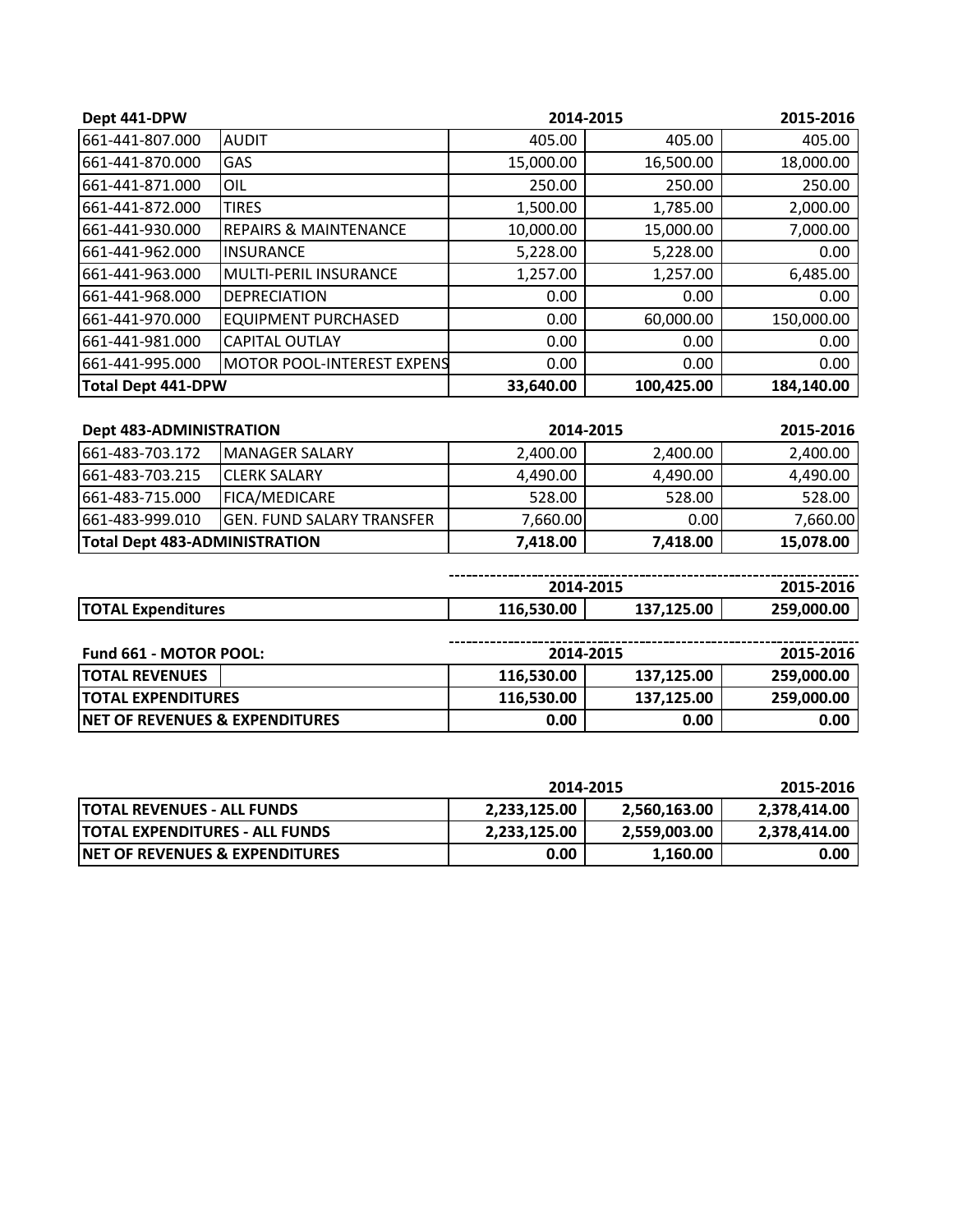| Dept 441-DPW | | 2014-2015 | | 2015-2016 |
|---|---|---|---|---|
| 661-441-807.000 | AUDIT | 405.00 | 405.00 | 405.00 |
| 661-441-870.000 | GAS | 15,000.00 | 16,500.00 | 18,000.00 |
| 661-441-871.000 | OIL | 250.00 | 250.00 | 250.00 |
| 661-441-872.000 | TIRES | 1,500.00 | 1,785.00 | 2,000.00 |
| 661-441-930.000 | REPAIRS & MAINTENANCE | 10,000.00 | 15,000.00 | 7,000.00 |
| 661-441-962.000 | INSURANCE | 5,228.00 | 5,228.00 | 0.00 |
| 661-441-963.000 | MULTI-PERIL INSURANCE | 1,257.00 | 1,257.00 | 6,485.00 |
| 661-441-968.000 | DEPRECIATION | 0.00 | 0.00 | 0.00 |
| 661-441-970.000 | EQUIPMENT PURCHASED | 0.00 | 60,000.00 | 150,000.00 |
| 661-441-981.000 | CAPITAL OUTLAY | 0.00 | 0.00 | 0.00 |
| 661-441-995.000 | MOTOR POOL-INTEREST EXPENS | 0.00 | 0.00 | 0.00 |
| **Total Dept 441-DPW** | | **33,640.00** | **100,425.00** | **184,140.00** |

| Dept 483-ADMINISTRATION | | 2014-2015 | | 2015-2016 |
|---|---|---|---|---|
| 661-483-703.172 | MANAGER SALARY | 2,400.00 | 2,400.00 | 2,400.00 |
| 661-483-703.215 | CLERK SALARY | 4,490.00 | 4,490.00 | 4,490.00 |
| 661-483-715.000 | FICA/MEDICARE | 528.00 | 528.00 | 528.00 |
| 661-483-999.010 | GEN. FUND SALARY TRANSFER | 7,660.00 | 0.00 | 7,660.00 |
| **Total Dept 483-ADMINISTRATION** | | **7,418.00** | **7,418.00** | **15,078.00** |

| | 2014-2015 | | 2015-2016 |
|---|---|---|---|
| **TOTAL Expenditures** | **116,530.00** | **137,125.00** | **259,000.00** |

| Fund 661 - MOTOR POOL: | 2014-2015 | | 2015-2016 |
|---|---|---|---|
| **TOTAL REVENUES** | **116,530.00** | **137,125.00** | **259,000.00** |
| **TOTAL EXPENDITURES** | **116,530.00** | **137,125.00** | **259,000.00** |
| **NET OF REVENUES & EXPENDITURES** | **0.00** | **0.00** | **0.00** |

| | 2014-2015 | | 2015-2016 |
|---|---|---|---|
| **TOTAL REVENUES - ALL FUNDS** | **2,233,125.00** | **2,560,163.00** | **2,378,414.00** |
| **TOTAL EXPENDITURES - ALL FUNDS** | **2,233,125.00** | **2,559,003.00** | **2,378,414.00** |
| **NET OF REVENUES & EXPENDITURES** | **0.00** | **1,160.00** | **0.00** |